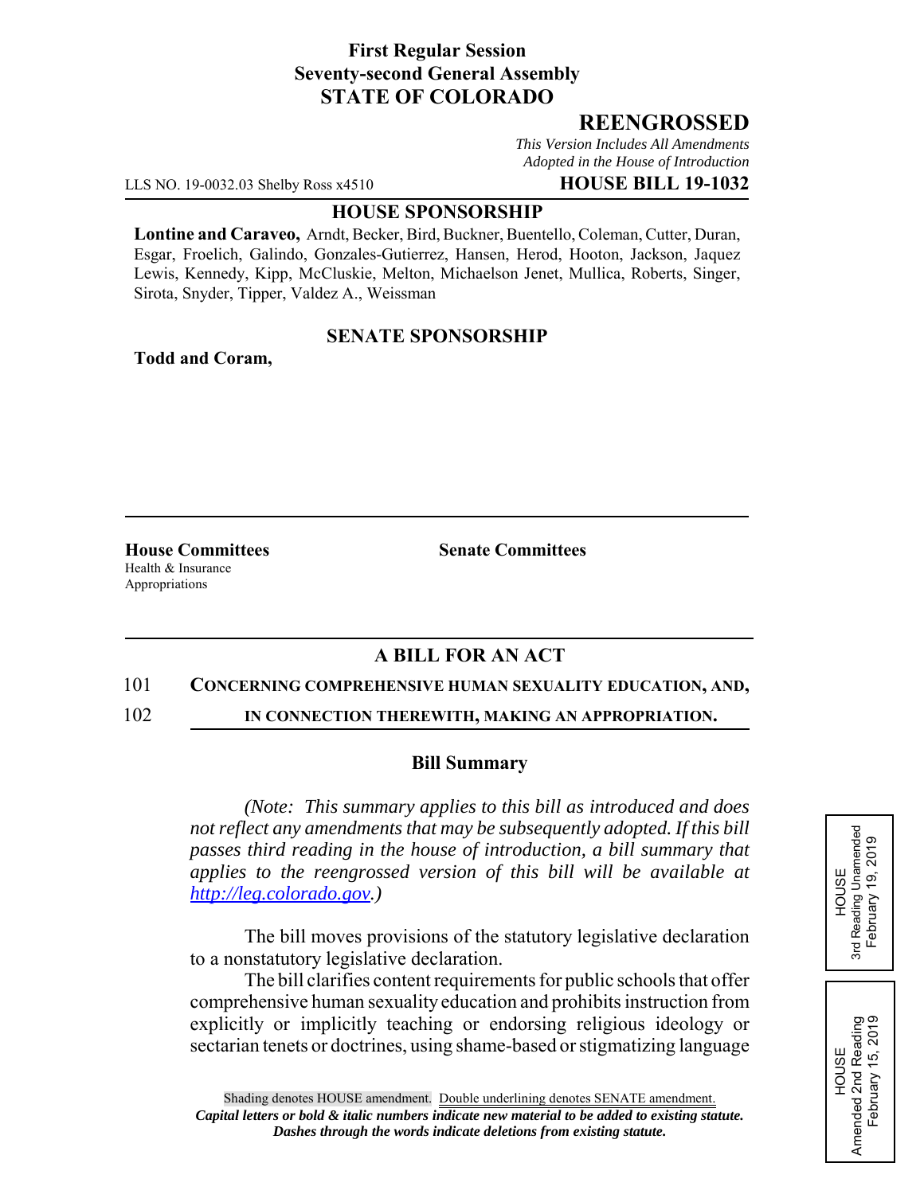**First Regular Session**
**Seventy-second General Assembly**
**STATE OF COLORADO**

# REENGROSSED

*This Version Includes All Amendments Adopted in the House of Introduction*

LLS NO. 19-0032.03 Shelby Ross x4510 **HOUSE BILL 19-1032**

**HOUSE SPONSORSHIP**

**Lontine and Caraveo,** Arndt, Becker, Bird, Buckner, Buentello, Coleman, Cutter, Duran, Esgar, Froelich, Galindo, Gonzales-Gutierrez, Hansen, Herod, Hooton, Jackson, Jaquez Lewis, Kennedy, Kipp, McCluskie, Melton, Michaelson Jenet, Mullica, Roberts, Singer, Sirota, Snyder, Tipper, Valdez A., Weissman

**SENATE SPONSORSHIP**

**Todd and Coram,**

**House Committees**
Health & Insurance
Appropriations

**Senate Committees**

**A BILL FOR AN ACT**

101 **CONCERNING COMPREHENSIVE HUMAN SEXUALITY EDUCATION, AND,**
102 **IN CONNECTION THEREWITH, MAKING AN APPROPRIATION.**

**Bill Summary**

*(Note: This summary applies to this bill as introduced and does not reflect any amendments that may be subsequently adopted. If this bill passes third reading in the house of introduction, a bill summary that applies to the reengrossed version of this bill will be available at http://leg.colorado.gov.)*

The bill moves provisions of the statutory legislative declaration to a nonstatutory legislative declaration.

The bill clarifies content requirements for public schools that offer comprehensive human sexuality education and prohibits instruction from explicitly or implicitly teaching or endorsing religious ideology or sectarian tenets or doctrines, using shame-based or stigmatizing language

HOUSE
3rd Reading Unamended
February 19, 2019

HOUSE
Amended 2nd Reading
February 15, 2019

Shading denotes HOUSE amendment. Double underlining denotes SENATE amendment.
***Capital letters or bold & italic numbers indicate new material to be added to existing statute.***
***Dashes through the words indicate deletions from existing statute.***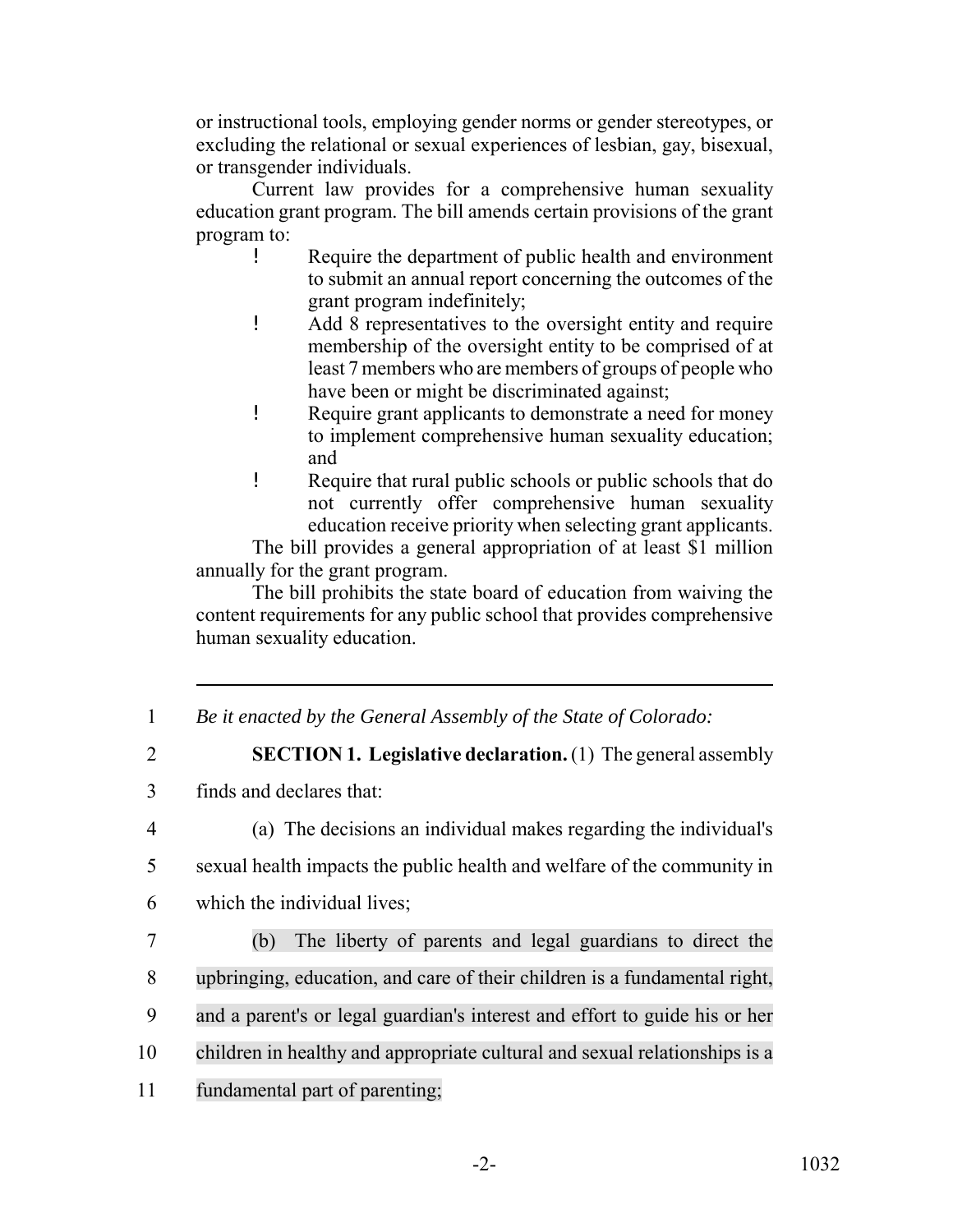or instructional tools, employing gender norms or gender stereotypes, or excluding the relational or sexual experiences of lesbian, gay, bisexual, or transgender individuals.

Current law provides for a comprehensive human sexuality education grant program. The bill amends certain provisions of the grant program to:

- Require the department of public health and environment to submit an annual report concerning the outcomes of the grant program indefinitely;
- Add 8 representatives to the oversight entity and require membership of the oversight entity to be comprised of at least 7 members who are members of groups of people who have been or might be discriminated against;
- Require grant applicants to demonstrate a need for money to implement comprehensive human sexuality education; and
- Require that rural public schools or public schools that do not currently offer comprehensive human sexuality education receive priority when selecting grant applicants.

The bill provides a general appropriation of at least $1 million annually for the grant program.

The bill prohibits the state board of education from waiving the content requirements for any public school that provides comprehensive human sexuality education.

---

1 *Be it enacted by the General Assembly of the State of Colorado:*

2 **SECTION 1. Legislative declaration.** (1) The general assembly
3 finds and declares that:

4 (a) The decisions an individual makes regarding the individual's
5 sexual health impacts the public health and welfare of the community in
6 which the individual lives;

7 (b) The liberty of parents and legal guardians to direct the
8 upbringing, education, and care of their children is a fundamental right,
9 and a parent's or legal guardian's interest and effort to guide his or her
10 children in healthy and appropriate cultural and sexual relationships is a
11 fundamental part of parenting;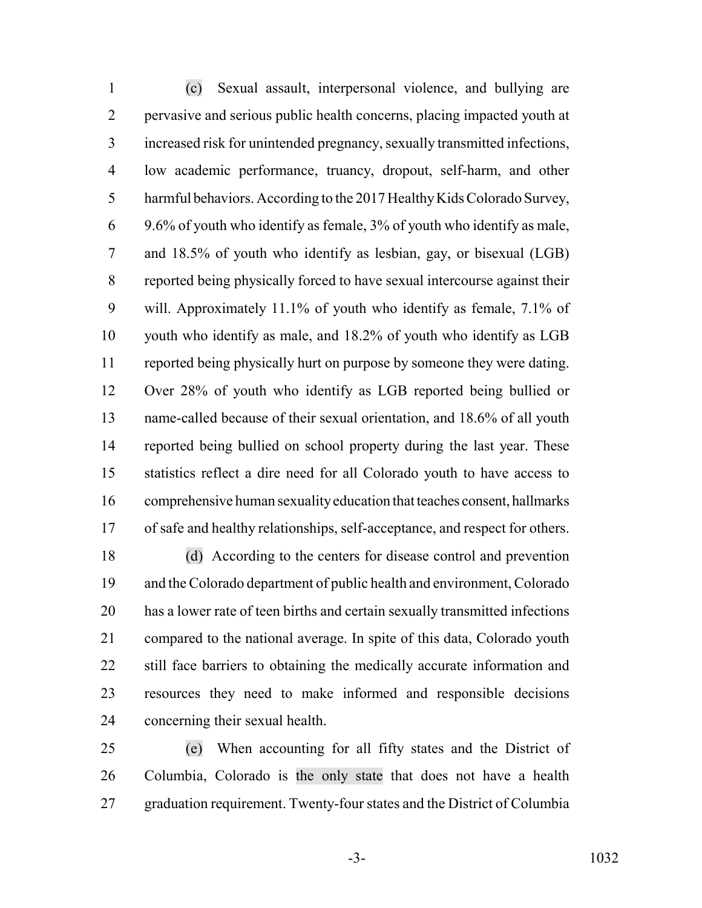(c) Sexual assault, interpersonal violence, and bullying are pervasive and serious public health concerns, placing impacted youth at increased risk for unintended pregnancy, sexually transmitted infections, low academic performance, truancy, dropout, self-harm, and other harmful behaviors. According to the 2017 Healthy Kids Colorado Survey, 9.6% of youth who identify as female, 3% of youth who identify as male, and 18.5% of youth who identify as lesbian, gay, or bisexual (LGB) reported being physically forced to have sexual intercourse against their will. Approximately 11.1% of youth who identify as female, 7.1% of youth who identify as male, and 18.2% of youth who identify as LGB reported being physically hurt on purpose by someone they were dating. Over 28% of youth who identify as LGB reported being bullied or name-called because of their sexual orientation, and 18.6% of all youth reported being bullied on school property during the last year. These statistics reflect a dire need for all Colorado youth to have access to comprehensive human sexuality education that teaches consent, hallmarks of safe and healthy relationships, self-acceptance, and respect for others.

(d) According to the centers for disease control and prevention and the Colorado department of public health and environment, Colorado has a lower rate of teen births and certain sexually transmitted infections compared to the national average. In spite of this data, Colorado youth still face barriers to obtaining the medically accurate information and resources they need to make informed and responsible decisions concerning their sexual health.

(e) When accounting for all fifty states and the District of Columbia, Colorado is the only state that does not have a health graduation requirement. Twenty-four states and the District of Columbia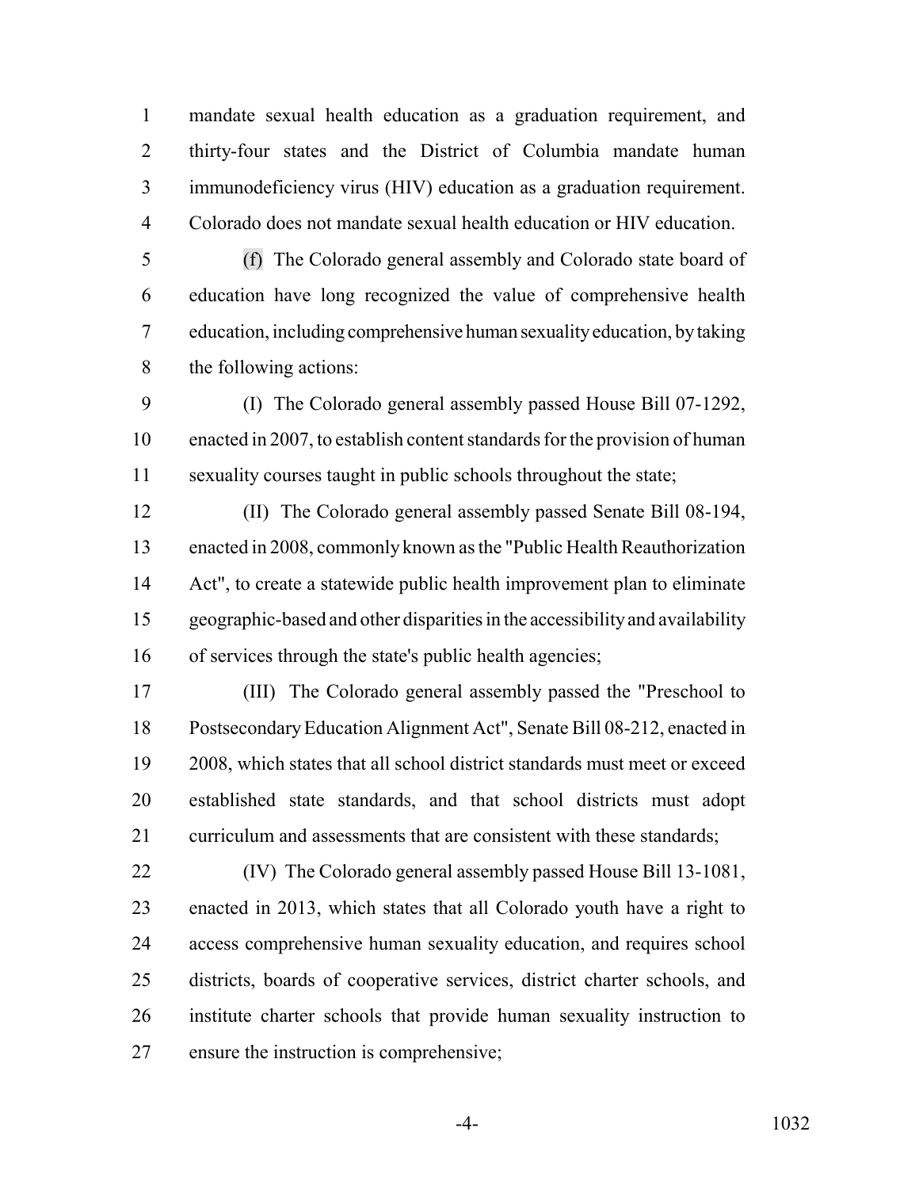mandate sexual health education as a graduation requirement, and thirty-four states and the District of Columbia mandate human immunodeficiency virus (HIV) education as a graduation requirement. Colorado does not mandate sexual health education or HIV education.

(f) The Colorado general assembly and Colorado state board of education have long recognized the value of comprehensive health education, including comprehensive human sexuality education, by taking the following actions:

(I) The Colorado general assembly passed House Bill 07-1292, enacted in 2007, to establish content standards for the provision of human sexuality courses taught in public schools throughout the state;

(II) The Colorado general assembly passed Senate Bill 08-194, enacted in 2008, commonly known as the "Public Health Reauthorization Act", to create a statewide public health improvement plan to eliminate geographic-based and other disparities in the accessibility and availability of services through the state's public health agencies;

(III) The Colorado general assembly passed the "Preschool to Postsecondary Education Alignment Act", Senate Bill 08-212, enacted in 2008, which states that all school district standards must meet or exceed established state standards, and that school districts must adopt curriculum and assessments that are consistent with these standards;

(IV) The Colorado general assembly passed House Bill 13-1081, enacted in 2013, which states that all Colorado youth have a right to access comprehensive human sexuality education, and requires school districts, boards of cooperative services, district charter schools, and institute charter schools that provide human sexuality instruction to ensure the instruction is comprehensive;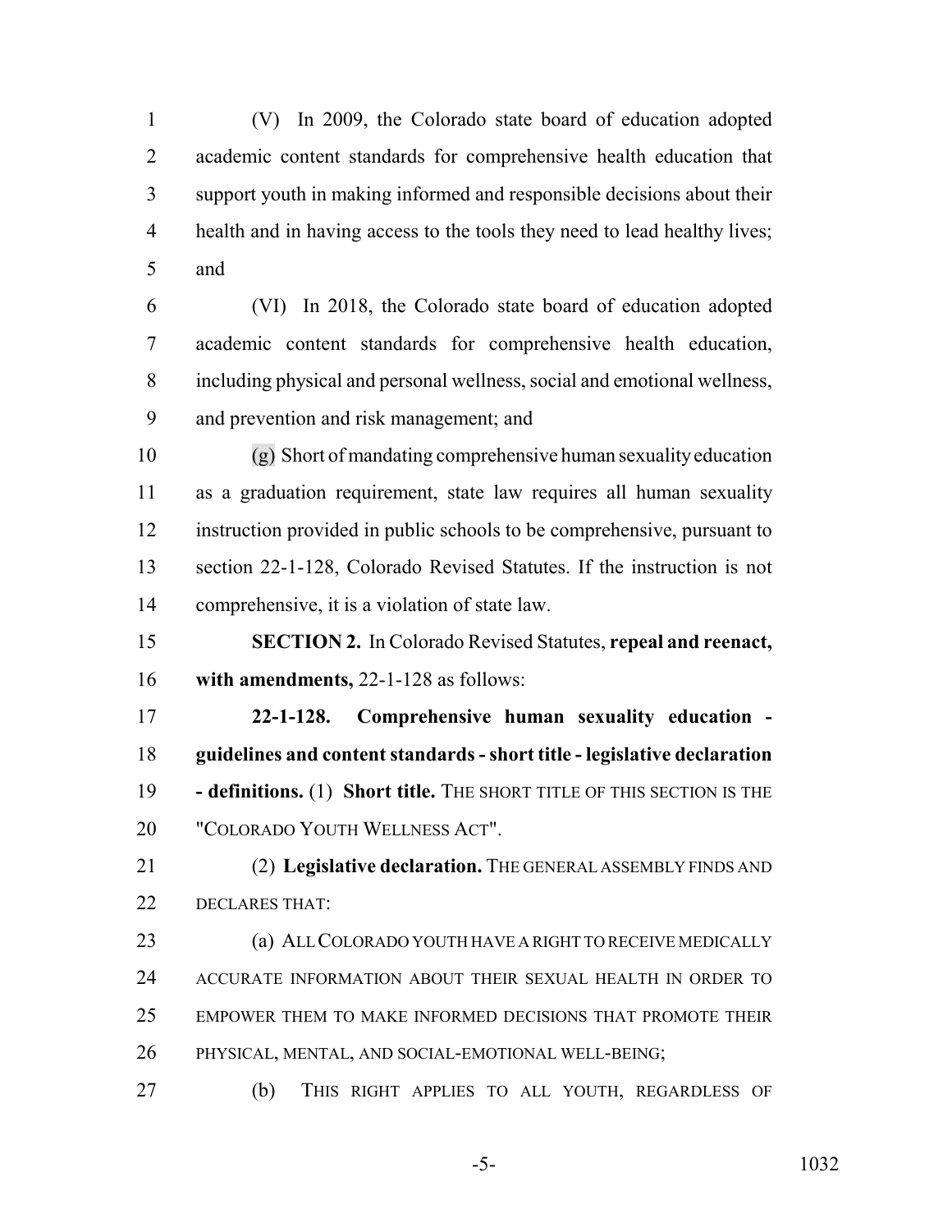(V) In 2009, the Colorado state board of education adopted academic content standards for comprehensive health education that support youth in making informed and responsible decisions about their health and in having access to the tools they need to lead healthy lives; and

(VI) In 2018, the Colorado state board of education adopted academic content standards for comprehensive health education, including physical and personal wellness, social and emotional wellness, and prevention and risk management; and

(g) Short of mandating comprehensive human sexuality education as a graduation requirement, state law requires all human sexuality instruction provided in public schools to be comprehensive, pursuant to section 22-1-128, Colorado Revised Statutes. If the instruction is not comprehensive, it is a violation of state law.

**SECTION 2.** In Colorado Revised Statutes, **repeal and reenact, with amendments,** 22-1-128 as follows:

**22-1-128. Comprehensive human sexuality education - guidelines and content standards - short title - legislative declaration - definitions.** (1) **Short title.** THE SHORT TITLE OF THIS SECTION IS THE "COLORADO YOUTH WELLNESS ACT".

(2) **Legislative declaration.** THE GENERAL ASSEMBLY FINDS AND DECLARES THAT:

(a) ALL COLORADO YOUTH HAVE A RIGHT TO RECEIVE MEDICALLY ACCURATE INFORMATION ABOUT THEIR SEXUAL HEALTH IN ORDER TO EMPOWER THEM TO MAKE INFORMED DECISIONS THAT PROMOTE THEIR PHYSICAL, MENTAL, AND SOCIAL-EMOTIONAL WELL-BEING;

(b) THIS RIGHT APPLIES TO ALL YOUTH, REGARDLESS OF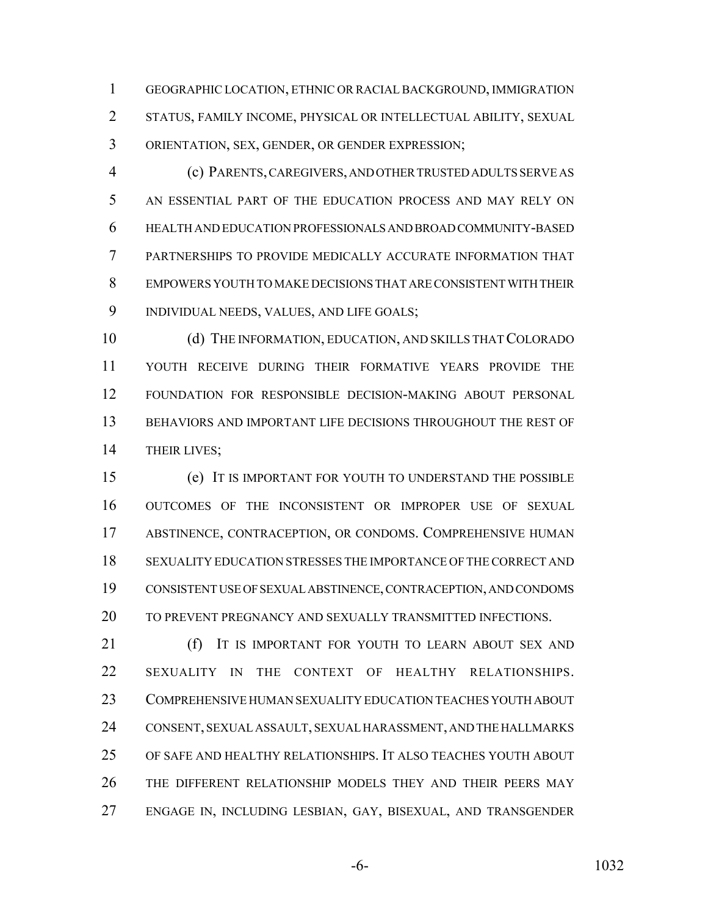GEOGRAPHIC LOCATION, ETHNIC OR RACIAL BACKGROUND, IMMIGRATION STATUS, FAMILY INCOME, PHYSICAL OR INTELLECTUAL ABILITY, SEXUAL ORIENTATION, SEX, GENDER, OR GENDER EXPRESSION;

(c) PARENTS, CAREGIVERS, AND OTHER TRUSTED ADULTS SERVE AS AN ESSENTIAL PART OF THE EDUCATION PROCESS AND MAY RELY ON HEALTH AND EDUCATION PROFESSIONALS AND BROAD COMMUNITY-BASED PARTNERSHIPS TO PROVIDE MEDICALLY ACCURATE INFORMATION THAT EMPOWERS YOUTH TO MAKE DECISIONS THAT ARE CONSISTENT WITH THEIR INDIVIDUAL NEEDS, VALUES, AND LIFE GOALS;

(d) THE INFORMATION, EDUCATION, AND SKILLS THAT COLORADO YOUTH RECEIVE DURING THEIR FORMATIVE YEARS PROVIDE THE FOUNDATION FOR RESPONSIBLE DECISION-MAKING ABOUT PERSONAL BEHAVIORS AND IMPORTANT LIFE DECISIONS THROUGHOUT THE REST OF THEIR LIVES;

(e) IT IS IMPORTANT FOR YOUTH TO UNDERSTAND THE POSSIBLE OUTCOMES OF THE INCONSISTENT OR IMPROPER USE OF SEXUAL ABSTINENCE, CONTRACEPTION, OR CONDOMS. COMPREHENSIVE HUMAN SEXUALITY EDUCATION STRESSES THE IMPORTANCE OF THE CORRECT AND CONSISTENT USE OF SEXUAL ABSTINENCE, CONTRACEPTION, AND CONDOMS TO PREVENT PREGNANCY AND SEXUALLY TRANSMITTED INFECTIONS.

(f) IT IS IMPORTANT FOR YOUTH TO LEARN ABOUT SEX AND SEXUALITY IN THE CONTEXT OF HEALTHY RELATIONSHIPS. COMPREHENSIVE HUMAN SEXUALITY EDUCATION TEACHES YOUTH ABOUT CONSENT, SEXUAL ASSAULT, SEXUAL HARASSMENT, AND THE HALLMARKS OF SAFE AND HEALTHY RELATIONSHIPS. IT ALSO TEACHES YOUTH ABOUT THE DIFFERENT RELATIONSHIP MODELS THEY AND THEIR PEERS MAY ENGAGE IN, INCLUDING LESBIAN, GAY, BISEXUAL, AND TRANSGENDER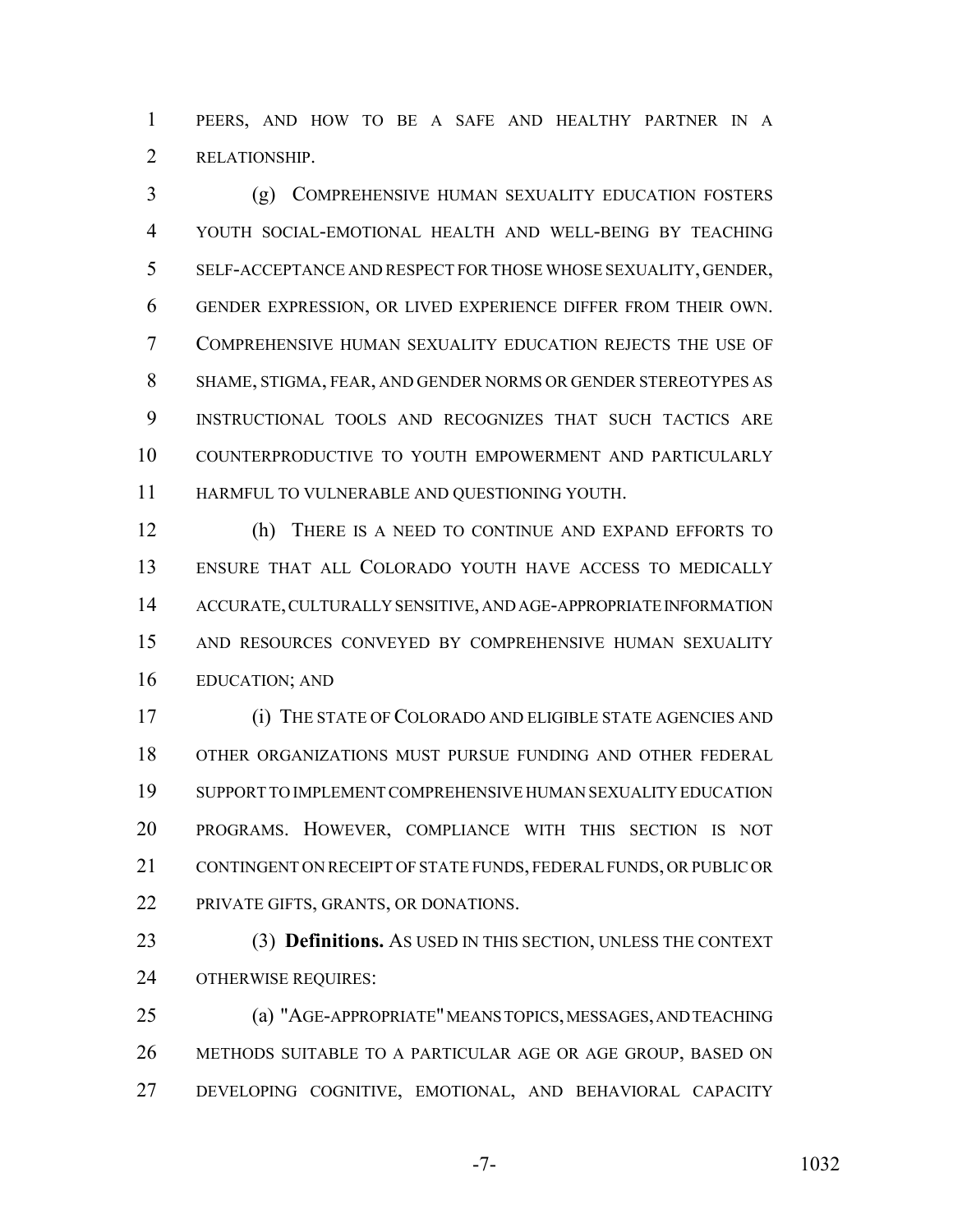PEERS, AND HOW TO BE A SAFE AND HEALTHY PARTNER IN A RELATIONSHIP.

(g) COMPREHENSIVE HUMAN SEXUALITY EDUCATION FOSTERS YOUTH SOCIAL-EMOTIONAL HEALTH AND WELL-BEING BY TEACHING SELF-ACCEPTANCE AND RESPECT FOR THOSE WHOSE SEXUALITY, GENDER, GENDER EXPRESSION, OR LIVED EXPERIENCE DIFFER FROM THEIR OWN. COMPREHENSIVE HUMAN SEXUALITY EDUCATION REJECTS THE USE OF SHAME, STIGMA, FEAR, AND GENDER NORMS OR GENDER STEREOTYPES AS INSTRUCTIONAL TOOLS AND RECOGNIZES THAT SUCH TACTICS ARE COUNTERPRODUCTIVE TO YOUTH EMPOWERMENT AND PARTICULARLY HARMFUL TO VULNERABLE AND QUESTIONING YOUTH.

(h) THERE IS A NEED TO CONTINUE AND EXPAND EFFORTS TO ENSURE THAT ALL COLORADO YOUTH HAVE ACCESS TO MEDICALLY ACCURATE, CULTURALLY SENSITIVE, AND AGE-APPROPRIATE INFORMATION AND RESOURCES CONVEYED BY COMPREHENSIVE HUMAN SEXUALITY EDUCATION; AND

(i) THE STATE OF COLORADO AND ELIGIBLE STATE AGENCIES AND OTHER ORGANIZATIONS MUST PURSUE FUNDING AND OTHER FEDERAL SUPPORT TO IMPLEMENT COMPREHENSIVE HUMAN SEXUALITY EDUCATION PROGRAMS. HOWEVER, COMPLIANCE WITH THIS SECTION IS NOT CONTINGENT ON RECEIPT OF STATE FUNDS, FEDERAL FUNDS, OR PUBLIC OR PRIVATE GIFTS, GRANTS, OR DONATIONS.

(3) **Definitions.** AS USED IN THIS SECTION, UNLESS THE CONTEXT OTHERWISE REQUIRES:

(a) "AGE-APPROPRIATE" MEANS TOPICS, MESSAGES, AND TEACHING METHODS SUITABLE TO A PARTICULAR AGE OR AGE GROUP, BASED ON DEVELOPING COGNITIVE, EMOTIONAL, AND BEHAVIORAL CAPACITY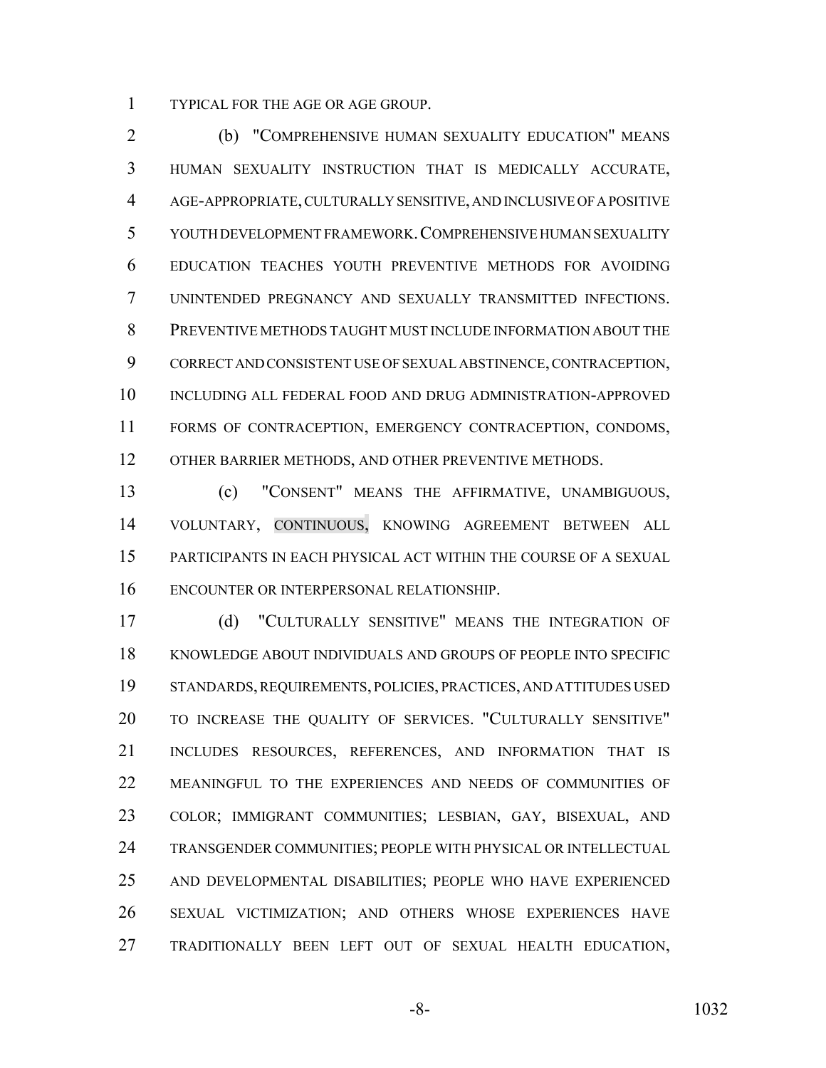TYPICAL FOR THE AGE OR AGE GROUP.

(b) "COMPREHENSIVE HUMAN SEXUALITY EDUCATION" MEANS HUMAN SEXUALITY INSTRUCTION THAT IS MEDICALLY ACCURATE, AGE-APPROPRIATE, CULTURALLY SENSITIVE, AND INCLUSIVE OF A POSITIVE YOUTH DEVELOPMENT FRAMEWORK. COMPREHENSIVE HUMAN SEXUALITY EDUCATION TEACHES YOUTH PREVENTIVE METHODS FOR AVOIDING UNINTENDED PREGNANCY AND SEXUALLY TRANSMITTED INFECTIONS. PREVENTIVE METHODS TAUGHT MUST INCLUDE INFORMATION ABOUT THE CORRECT AND CONSISTENT USE OF SEXUAL ABSTINENCE, CONTRACEPTION, INCLUDING ALL FEDERAL FOOD AND DRUG ADMINISTRATION-APPROVED FORMS OF CONTRACEPTION, EMERGENCY CONTRACEPTION, CONDOMS, OTHER BARRIER METHODS, AND OTHER PREVENTIVE METHODS.

(c) "CONSENT" MEANS THE AFFIRMATIVE, UNAMBIGUOUS, VOLUNTARY, CONTINUOUS, KNOWING AGREEMENT BETWEEN ALL PARTICIPANTS IN EACH PHYSICAL ACT WITHIN THE COURSE OF A SEXUAL ENCOUNTER OR INTERPERSONAL RELATIONSHIP.

(d) "CULTURALLY SENSITIVE" MEANS THE INTEGRATION OF KNOWLEDGE ABOUT INDIVIDUALS AND GROUPS OF PEOPLE INTO SPECIFIC STANDARDS, REQUIREMENTS, POLICIES, PRACTICES, AND ATTITUDES USED TO INCREASE THE QUALITY OF SERVICES. "CULTURALLY SENSITIVE" INCLUDES RESOURCES, REFERENCES, AND INFORMATION THAT IS MEANINGFUL TO THE EXPERIENCES AND NEEDS OF COMMUNITIES OF COLOR; IMMIGRANT COMMUNITIES; LESBIAN, GAY, BISEXUAL, AND TRANSGENDER COMMUNITIES; PEOPLE WITH PHYSICAL OR INTELLECTUAL AND DEVELOPMENTAL DISABILITIES; PEOPLE WHO HAVE EXPERIENCED SEXUAL VICTIMIZATION; AND OTHERS WHOSE EXPERIENCES HAVE TRADITIONALLY BEEN LEFT OUT OF SEXUAL HEALTH EDUCATION,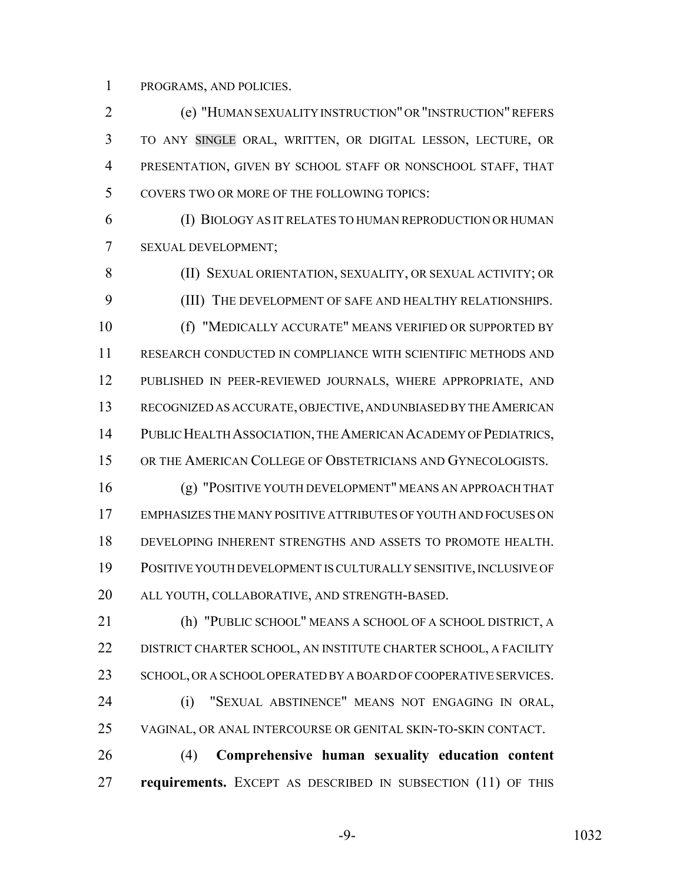PROGRAMS, AND POLICIES.

(e) "HUMAN SEXUALITY INSTRUCTION" OR "INSTRUCTION" REFERS TO ANY SINGLE ORAL, WRITTEN, OR DIGITAL LESSON, LECTURE, OR PRESENTATION, GIVEN BY SCHOOL STAFF OR NONSCHOOL STAFF, THAT COVERS TWO OR MORE OF THE FOLLOWING TOPICS:

(I) BIOLOGY AS IT RELATES TO HUMAN REPRODUCTION OR HUMAN SEXUAL DEVELOPMENT;

(II) SEXUAL ORIENTATION, SEXUALITY, OR SEXUAL ACTIVITY; OR

(III) THE DEVELOPMENT OF SAFE AND HEALTHY RELATIONSHIPS.

(f) "MEDICALLY ACCURATE" MEANS VERIFIED OR SUPPORTED BY RESEARCH CONDUCTED IN COMPLIANCE WITH SCIENTIFIC METHODS AND PUBLISHED IN PEER-REVIEWED JOURNALS, WHERE APPROPRIATE, AND RECOGNIZED AS ACCURATE, OBJECTIVE, AND UNBIASED BY THE AMERICAN PUBLIC HEALTH ASSOCIATION, THE AMERICAN ACADEMY OF PEDIATRICS, OR THE AMERICAN COLLEGE OF OBSTETRICIANS AND GYNECOLOGISTS.

(g) "POSITIVE YOUTH DEVELOPMENT" MEANS AN APPROACH THAT EMPHASIZES THE MANY POSITIVE ATTRIBUTES OF YOUTH AND FOCUSES ON DEVELOPING INHERENT STRENGTHS AND ASSETS TO PROMOTE HEALTH. POSITIVE YOUTH DEVELOPMENT IS CULTURALLY SENSITIVE, INCLUSIVE OF ALL YOUTH, COLLABORATIVE, AND STRENGTH-BASED.

(h) "PUBLIC SCHOOL" MEANS A SCHOOL OF A SCHOOL DISTRICT, A DISTRICT CHARTER SCHOOL, AN INSTITUTE CHARTER SCHOOL, A FACILITY SCHOOL, OR A SCHOOL OPERATED BY A BOARD OF COOPERATIVE SERVICES.

(i) "SEXUAL ABSTINENCE" MEANS NOT ENGAGING IN ORAL, VAGINAL, OR ANAL INTERCOURSE OR GENITAL SKIN-TO-SKIN CONTACT.

(4) **Comprehensive human sexuality education content requirements.** EXCEPT AS DESCRIBED IN SUBSECTION (11) OF THIS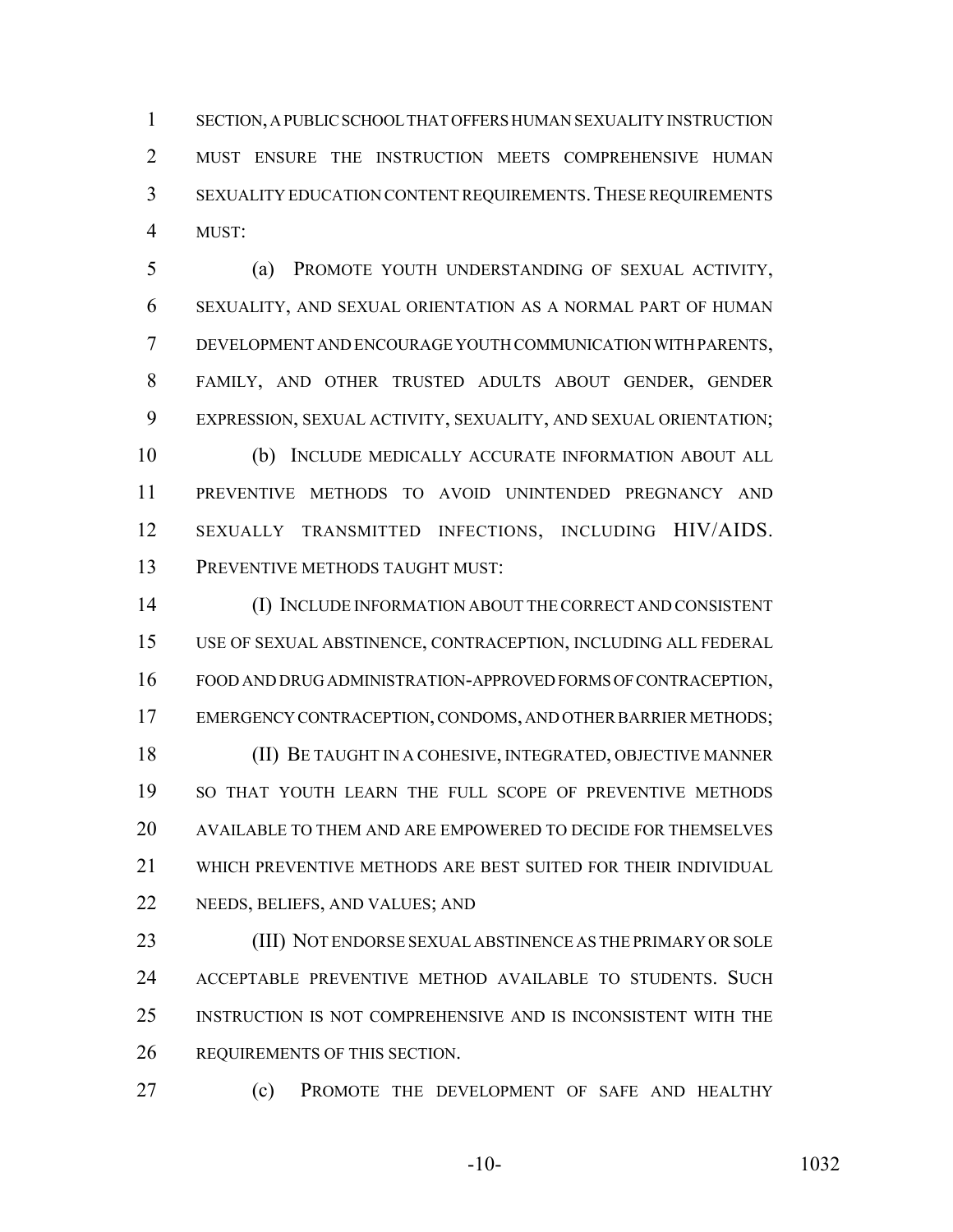SECTION, A PUBLIC SCHOOL THAT OFFERS HUMAN SEXUALITY INSTRUCTION MUST ENSURE THE INSTRUCTION MEETS COMPREHENSIVE HUMAN SEXUALITY EDUCATION CONTENT REQUIREMENTS. THESE REQUIREMENTS MUST:

(a) PROMOTE YOUTH UNDERSTANDING OF SEXUAL ACTIVITY, SEXUALITY, AND SEXUAL ORIENTATION AS A NORMAL PART OF HUMAN DEVELOPMENT AND ENCOURAGE YOUTH COMMUNICATION WITH PARENTS, FAMILY, AND OTHER TRUSTED ADULTS ABOUT GENDER, GENDER EXPRESSION, SEXUAL ACTIVITY, SEXUALITY, AND SEXUAL ORIENTATION;

(b) INCLUDE MEDICALLY ACCURATE INFORMATION ABOUT ALL PREVENTIVE METHODS TO AVOID UNINTENDED PREGNANCY AND SEXUALLY TRANSMITTED INFECTIONS, INCLUDING HIV/AIDS. PREVENTIVE METHODS TAUGHT MUST:

(I) INCLUDE INFORMATION ABOUT THE CORRECT AND CONSISTENT USE OF SEXUAL ABSTINENCE, CONTRACEPTION, INCLUDING ALL FEDERAL FOOD AND DRUG ADMINISTRATION-APPROVED FORMS OF CONTRACEPTION, EMERGENCY CONTRACEPTION, CONDOMS, AND OTHER BARRIER METHODS;

(II) BE TAUGHT IN A COHESIVE, INTEGRATED, OBJECTIVE MANNER SO THAT YOUTH LEARN THE FULL SCOPE OF PREVENTIVE METHODS AVAILABLE TO THEM AND ARE EMPOWERED TO DECIDE FOR THEMSELVES WHICH PREVENTIVE METHODS ARE BEST SUITED FOR THEIR INDIVIDUAL NEEDS, BELIEFS, AND VALUES; AND

(III) NOT ENDORSE SEXUAL ABSTINENCE AS THE PRIMARY OR SOLE ACCEPTABLE PREVENTIVE METHOD AVAILABLE TO STUDENTS. SUCH INSTRUCTION IS NOT COMPREHENSIVE AND IS INCONSISTENT WITH THE REQUIREMENTS OF THIS SECTION.

(c) PROMOTE THE DEVELOPMENT OF SAFE AND HEALTHY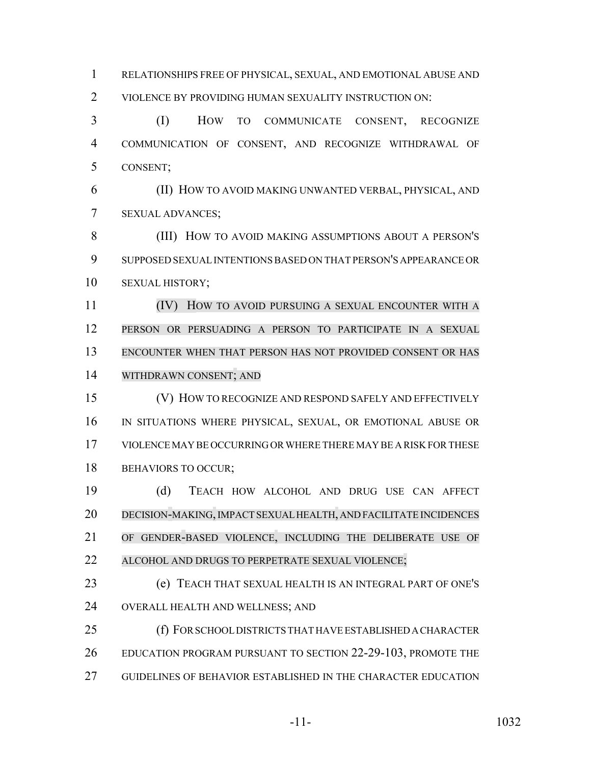RELATIONSHIPS FREE OF PHYSICAL, SEXUAL, AND EMOTIONAL ABUSE AND VIOLENCE BY PROVIDING HUMAN SEXUALITY INSTRUCTION ON:

(I) HOW TO COMMUNICATE CONSENT, RECOGNIZE COMMUNICATION OF CONSENT, AND RECOGNIZE WITHDRAWAL OF CONSENT;

(II) HOW TO AVOID MAKING UNWANTED VERBAL, PHYSICAL, AND SEXUAL ADVANCES;

(III) HOW TO AVOID MAKING ASSUMPTIONS ABOUT A PERSON'S SUPPOSED SEXUAL INTENTIONS BASED ON THAT PERSON'S APPEARANCE OR SEXUAL HISTORY;

(IV) HOW TO AVOID PURSUING A SEXUAL ENCOUNTER WITH A PERSON OR PERSUADING A PERSON TO PARTICIPATE IN A SEXUAL ENCOUNTER WHEN THAT PERSON HAS NOT PROVIDED CONSENT OR HAS WITHDRAWN CONSENT; AND

(V) HOW TO RECOGNIZE AND RESPOND SAFELY AND EFFECTIVELY IN SITUATIONS WHERE PHYSICAL, SEXUAL, OR EMOTIONAL ABUSE OR VIOLENCE MAY BE OCCURRING OR WHERE THERE MAY BE A RISK FOR THESE BEHAVIORS TO OCCUR;

(d) TEACH HOW ALCOHOL AND DRUG USE CAN AFFECT DECISION-MAKING, IMPACT SEXUAL HEALTH, AND FACILITATE INCIDENCES OF GENDER-BASED VIOLENCE, INCLUDING THE DELIBERATE USE OF ALCOHOL AND DRUGS TO PERPETRATE SEXUAL VIOLENCE;

(e) TEACH THAT SEXUAL HEALTH IS AN INTEGRAL PART OF ONE'S OVERALL HEALTH AND WELLNESS; AND

(f) FOR SCHOOL DISTRICTS THAT HAVE ESTABLISHED A CHARACTER EDUCATION PROGRAM PURSUANT TO SECTION 22-29-103, PROMOTE THE GUIDELINES OF BEHAVIOR ESTABLISHED IN THE CHARACTER EDUCATION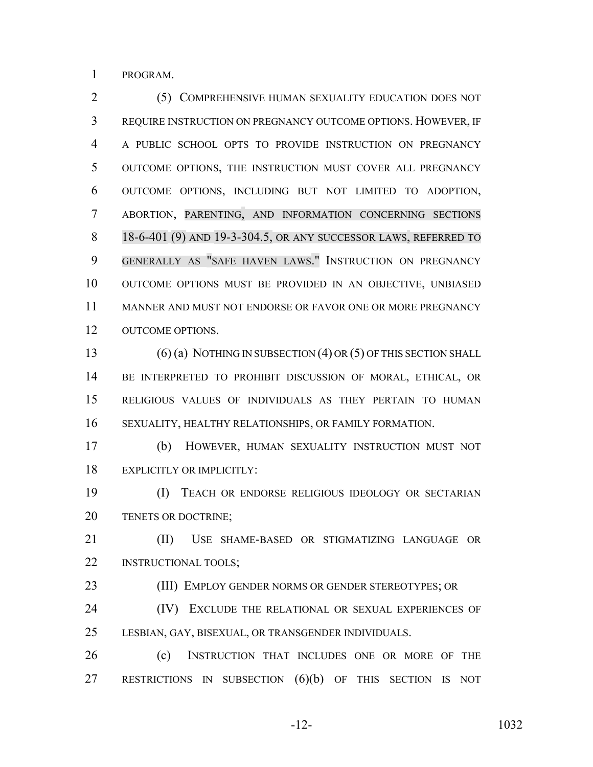PROGRAM.

(5) COMPREHENSIVE HUMAN SEXUALITY EDUCATION DOES NOT REQUIRE INSTRUCTION ON PREGNANCY OUTCOME OPTIONS. HOWEVER, IF A PUBLIC SCHOOL OPTS TO PROVIDE INSTRUCTION ON PREGNANCY OUTCOME OPTIONS, THE INSTRUCTION MUST COVER ALL PREGNANCY OUTCOME OPTIONS, INCLUDING BUT NOT LIMITED TO ADOPTION, ABORTION, PARENTING, AND INFORMATION CONCERNING SECTIONS 18-6-401 (9) AND 19-3-304.5, OR ANY SUCCESSOR LAWS, REFERRED TO GENERALLY AS "SAFE HAVEN LAWS." INSTRUCTION ON PREGNANCY OUTCOME OPTIONS MUST BE PROVIDED IN AN OBJECTIVE, UNBIASED MANNER AND MUST NOT ENDORSE OR FAVOR ONE OR MORE PREGNANCY OUTCOME OPTIONS.

(6) (a) NOTHING IN SUBSECTION (4) OR (5) OF THIS SECTION SHALL BE INTERPRETED TO PROHIBIT DISCUSSION OF MORAL, ETHICAL, OR RELIGIOUS VALUES OF INDIVIDUALS AS THEY PERTAIN TO HUMAN SEXUALITY, HEALTHY RELATIONSHIPS, OR FAMILY FORMATION.

(b) HOWEVER, HUMAN SEXUALITY INSTRUCTION MUST NOT EXPLICITLY OR IMPLICITLY:

(I) TEACH OR ENDORSE RELIGIOUS IDEOLOGY OR SECTARIAN TENETS OR DOCTRINE;

(II) USE SHAME-BASED OR STIGMATIZING LANGUAGE OR INSTRUCTIONAL TOOLS;

(III) EMPLOY GENDER NORMS OR GENDER STEREOTYPES; OR

(IV) EXCLUDE THE RELATIONAL OR SEXUAL EXPERIENCES OF LESBIAN, GAY, BISEXUAL, OR TRANSGENDER INDIVIDUALS.

(c) INSTRUCTION THAT INCLUDES ONE OR MORE OF THE RESTRICTIONS IN SUBSECTION (6)(b) OF THIS SECTION IS NOT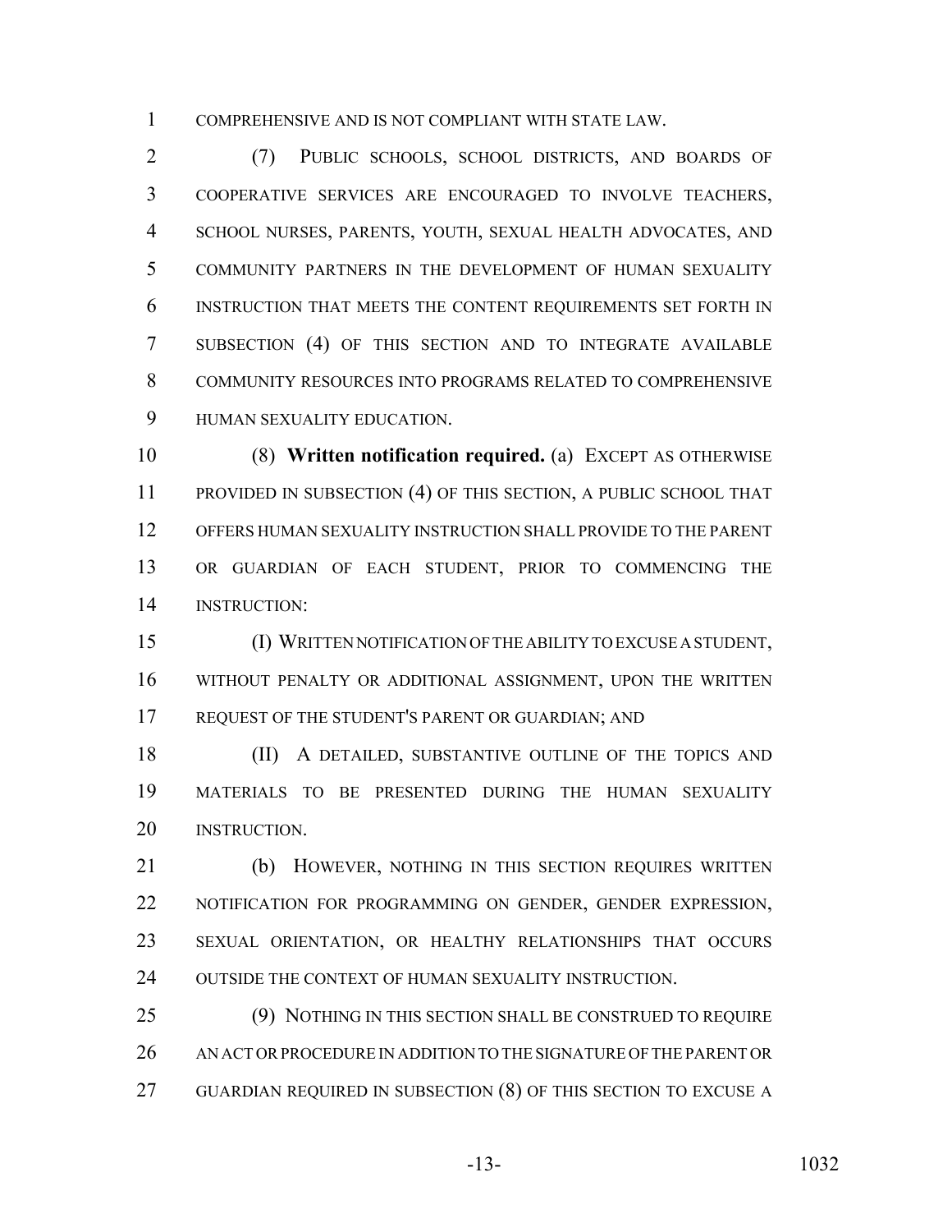COMPREHENSIVE AND IS NOT COMPLIANT WITH STATE LAW.

(7) PUBLIC SCHOOLS, SCHOOL DISTRICTS, AND BOARDS OF COOPERATIVE SERVICES ARE ENCOURAGED TO INVOLVE TEACHERS, SCHOOL NURSES, PARENTS, YOUTH, SEXUAL HEALTH ADVOCATES, AND COMMUNITY PARTNERS IN THE DEVELOPMENT OF HUMAN SEXUALITY INSTRUCTION THAT MEETS THE CONTENT REQUIREMENTS SET FORTH IN SUBSECTION (4) OF THIS SECTION AND TO INTEGRATE AVAILABLE COMMUNITY RESOURCES INTO PROGRAMS RELATED TO COMPREHENSIVE HUMAN SEXUALITY EDUCATION.

(8) **Written notification required.** (a) EXCEPT AS OTHERWISE PROVIDED IN SUBSECTION (4) OF THIS SECTION, A PUBLIC SCHOOL THAT OFFERS HUMAN SEXUALITY INSTRUCTION SHALL PROVIDE TO THE PARENT OR GUARDIAN OF EACH STUDENT, PRIOR TO COMMENCING THE INSTRUCTION:

(I) WRITTEN NOTIFICATION OF THE ABILITY TO EXCUSE A STUDENT, WITHOUT PENALTY OR ADDITIONAL ASSIGNMENT, UPON THE WRITTEN REQUEST OF THE STUDENT'S PARENT OR GUARDIAN; AND

(II) A DETAILED, SUBSTANTIVE OUTLINE OF THE TOPICS AND MATERIALS TO BE PRESENTED DURING THE HUMAN SEXUALITY INSTRUCTION.

(b) HOWEVER, NOTHING IN THIS SECTION REQUIRES WRITTEN NOTIFICATION FOR PROGRAMMING ON GENDER, GENDER EXPRESSION, SEXUAL ORIENTATION, OR HEALTHY RELATIONSHIPS THAT OCCURS OUTSIDE THE CONTEXT OF HUMAN SEXUALITY INSTRUCTION.

(9) NOTHING IN THIS SECTION SHALL BE CONSTRUED TO REQUIRE AN ACT OR PROCEDURE IN ADDITION TO THE SIGNATURE OF THE PARENT OR GUARDIAN REQUIRED IN SUBSECTION (8) OF THIS SECTION TO EXCUSE A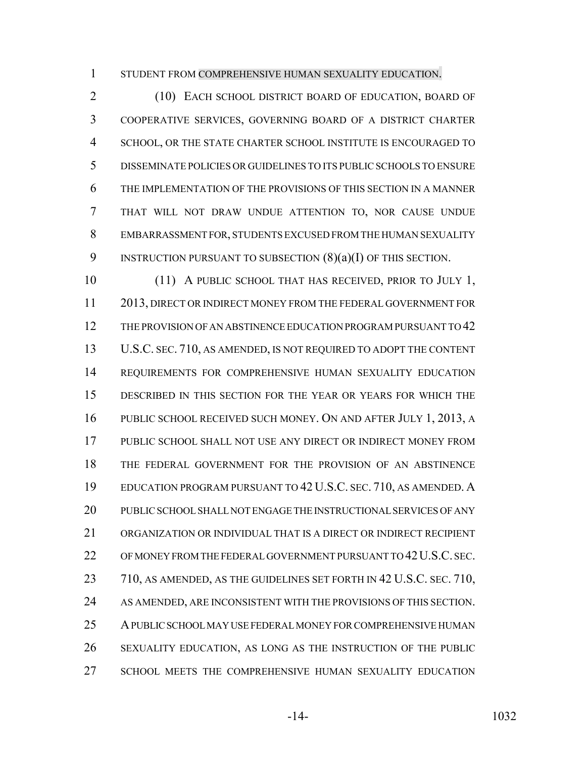STUDENT FROM COMPREHENSIVE HUMAN SEXUALITY EDUCATION.

(10) EACH SCHOOL DISTRICT BOARD OF EDUCATION, BOARD OF COOPERATIVE SERVICES, GOVERNING BOARD OF A DISTRICT CHARTER SCHOOL, OR THE STATE CHARTER SCHOOL INSTITUTE IS ENCOURAGED TO DISSEMINATE POLICIES OR GUIDELINES TO ITS PUBLIC SCHOOLS TO ENSURE THE IMPLEMENTATION OF THE PROVISIONS OF THIS SECTION IN A MANNER THAT WILL NOT DRAW UNDUE ATTENTION TO, NOR CAUSE UNDUE EMBARRASSMENT FOR, STUDENTS EXCUSED FROM THE HUMAN SEXUALITY INSTRUCTION PURSUANT TO SUBSECTION (8)(a)(I) OF THIS SECTION.

(11) A PUBLIC SCHOOL THAT HAS RECEIVED, PRIOR TO JULY 1, 2013, DIRECT OR INDIRECT MONEY FROM THE FEDERAL GOVERNMENT FOR THE PROVISION OF AN ABSTINENCE EDUCATION PROGRAM PURSUANT TO 42 U.S.C. SEC. 710, AS AMENDED, IS NOT REQUIRED TO ADOPT THE CONTENT REQUIREMENTS FOR COMPREHENSIVE HUMAN SEXUALITY EDUCATION DESCRIBED IN THIS SECTION FOR THE YEAR OR YEARS FOR WHICH THE PUBLIC SCHOOL RECEIVED SUCH MONEY. ON AND AFTER JULY 1, 2013, A PUBLIC SCHOOL SHALL NOT USE ANY DIRECT OR INDIRECT MONEY FROM THE FEDERAL GOVERNMENT FOR THE PROVISION OF AN ABSTINENCE EDUCATION PROGRAM PURSUANT TO 42 U.S.C. SEC. 710, AS AMENDED. A PUBLIC SCHOOL SHALL NOT ENGAGE THE INSTRUCTIONAL SERVICES OF ANY ORGANIZATION OR INDIVIDUAL THAT IS A DIRECT OR INDIRECT RECIPIENT OF MONEY FROM THE FEDERAL GOVERNMENT PURSUANT TO 42 U.S.C. SEC. 710, AS AMENDED, AS THE GUIDELINES SET FORTH IN 42 U.S.C. SEC. 710, AS AMENDED, ARE INCONSISTENT WITH THE PROVISIONS OF THIS SECTION. A PUBLIC SCHOOL MAY USE FEDERAL MONEY FOR COMPREHENSIVE HUMAN SEXUALITY EDUCATION, AS LONG AS THE INSTRUCTION OF THE PUBLIC SCHOOL MEETS THE COMPREHENSIVE HUMAN SEXUALITY EDUCATION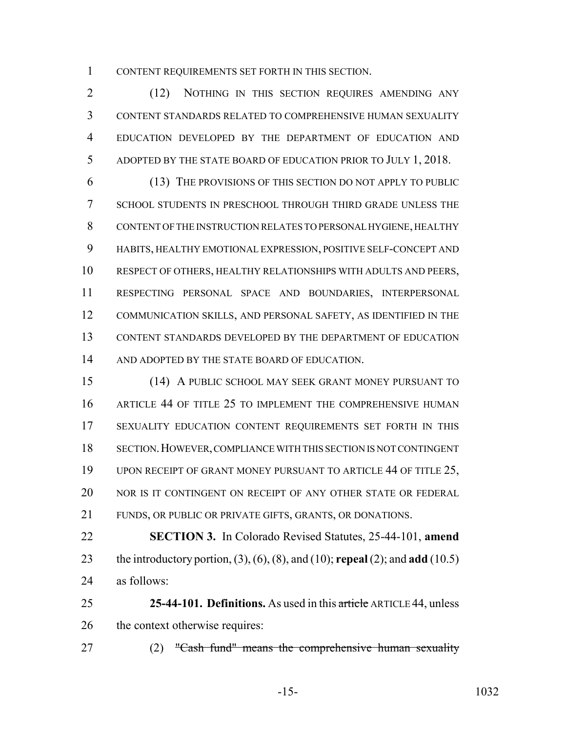CONTENT REQUIREMENTS SET FORTH IN THIS SECTION.

(12) NOTHING IN THIS SECTION REQUIRES AMENDING ANY CONTENT STANDARDS RELATED TO COMPREHENSIVE HUMAN SEXUALITY EDUCATION DEVELOPED BY THE DEPARTMENT OF EDUCATION AND ADOPTED BY THE STATE BOARD OF EDUCATION PRIOR TO JULY 1, 2018.

(13) THE PROVISIONS OF THIS SECTION DO NOT APPLY TO PUBLIC SCHOOL STUDENTS IN PRESCHOOL THROUGH THIRD GRADE UNLESS THE CONTENT OF THE INSTRUCTION RELATES TO PERSONAL HYGIENE, HEALTHY HABITS, HEALTHY EMOTIONAL EXPRESSION, POSITIVE SELF-CONCEPT AND RESPECT OF OTHERS, HEALTHY RELATIONSHIPS WITH ADULTS AND PEERS, RESPECTING PERSONAL SPACE AND BOUNDARIES, INTERPERSONAL COMMUNICATION SKILLS, AND PERSONAL SAFETY, AS IDENTIFIED IN THE CONTENT STANDARDS DEVELOPED BY THE DEPARTMENT OF EDUCATION AND ADOPTED BY THE STATE BOARD OF EDUCATION.

(14) A PUBLIC SCHOOL MAY SEEK GRANT MONEY PURSUANT TO ARTICLE 44 OF TITLE 25 TO IMPLEMENT THE COMPREHENSIVE HUMAN SEXUALITY EDUCATION CONTENT REQUIREMENTS SET FORTH IN THIS SECTION. HOWEVER, COMPLIANCE WITH THIS SECTION IS NOT CONTINGENT UPON RECEIPT OF GRANT MONEY PURSUANT TO ARTICLE 44 OF TITLE 25, NOR IS IT CONTINGENT ON RECEIPT OF ANY OTHER STATE OR FEDERAL FUNDS, OR PUBLIC OR PRIVATE GIFTS, GRANTS, OR DONATIONS.

**SECTION 3.** In Colorado Revised Statutes, 25-44-101, **amend** the introductory portion, (3), (6), (8), and (10); **repeal** (2); and **add** (10.5) as follows:

**25-44-101. Definitions.** As used in this ~~article~~ ARTICLE 44, unless the context otherwise requires:

(2) ~~"Cash fund" means the comprehensive human sexuality~~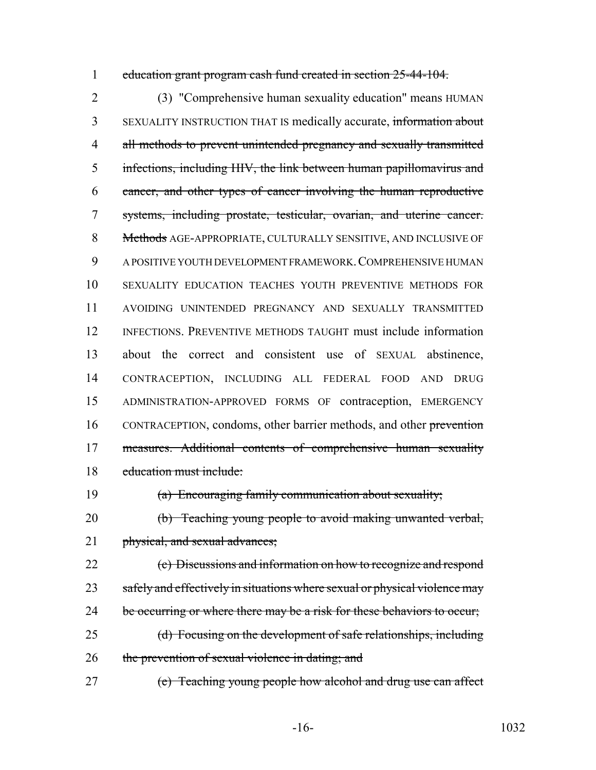~~education grant program cash fund created in section 25-44-104.~~

(3) "Comprehensive human sexuality education" means HUMAN SEXUALITY INSTRUCTION THAT IS medically accurate, ~~information about all methods to prevent unintended pregnancy and sexually transmitted infections, including HIV, the link between human papillomavirus and cancer, and other types of cancer involving the human reproductive systems, including prostate, testicular, ovarian, and uterine cancer. Methods~~ AGE-APPROPRIATE, CULTURALLY SENSITIVE, AND INCLUSIVE OF A POSITIVE YOUTH DEVELOPMENT FRAMEWORK. COMPREHENSIVE HUMAN SEXUALITY EDUCATION TEACHES YOUTH PREVENTIVE METHODS FOR AVOIDING UNINTENDED PREGNANCY AND SEXUALLY TRANSMITTED INFECTIONS. PREVENTIVE METHODS TAUGHT must include information about the correct and consistent use of SEXUAL abstinence, CONTRACEPTION, INCLUDING ALL FEDERAL FOOD AND DRUG ADMINISTRATION-APPROVED FORMS OF contraception, EMERGENCY CONTRACEPTION, condoms, other barrier methods, and other ~~prevention measures. Additional contents of comprehensive human sexuality education must include:~~

~~(a) Encouraging family communication about sexuality;~~

~~(b) Teaching young people to avoid making unwanted verbal, physical, and sexual advances;~~

~~(c) Discussions and information on how to recognize and respond safely and effectively in situations where sexual or physical violence may be occurring or where there may be a risk for these behaviors to occur;~~

~~(d) Focusing on the development of safe relationships, including the prevention of sexual violence in dating; and~~

~~(e) Teaching young people how alcohol and drug use can affect~~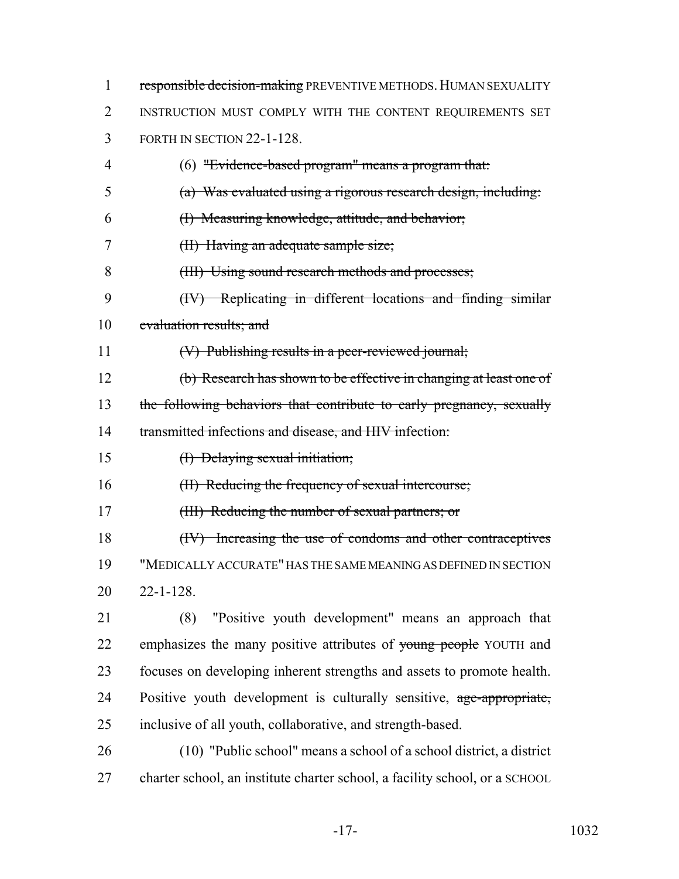~~responsible decision-making~~ PREVENTIVE METHODS. HUMAN SEXUALITY INSTRUCTION MUST COMPLY WITH THE CONTENT REQUIREMENTS SET FORTH IN SECTION 22-1-128.

(6) ~~"Evidence-based program" means a program that:~~

~~(a) Was evaluated using a rigorous research design, including:~~

~~(I) Measuring knowledge, attitude, and behavior;~~

~~(II) Having an adequate sample size;~~

~~(III) Using sound research methods and processes;~~

~~(IV) Replicating in different locations and finding similar evaluation results; and~~

~~(V) Publishing results in a peer-reviewed journal;~~

~~(b) Research has shown to be effective in changing at least one of the following behaviors that contribute to early pregnancy, sexually transmitted infections and disease, and HIV infection:~~

~~(I) Delaying sexual initiation;~~

~~(II) Reducing the frequency of sexual intercourse;~~

~~(III) Reducing the number of sexual partners; or~~

~~(IV) Increasing the use of condoms and other contraceptives~~ "MEDICALLY ACCURATE" HAS THE SAME MEANING AS DEFINED IN SECTION 22-1-128.

(8) "Positive youth development" means an approach that emphasizes the many positive attributes of ~~young people~~ YOUTH and focuses on developing inherent strengths and assets to promote health. Positive youth development is culturally sensitive, ~~age-appropriate,~~ inclusive of all youth, collaborative, and strength-based.

(10) "Public school" means a school of a school district, a district charter school, an institute charter school, a facility school, or a SCHOOL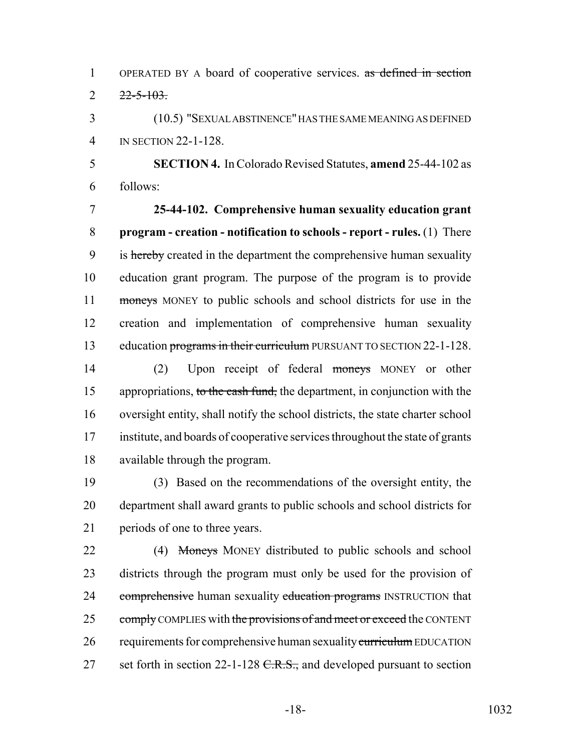OPERATED BY A board of cooperative services. ~~as defined in section 22-5-103.~~

(10.5) "SEXUAL ABSTINENCE" HAS THE SAME MEANING AS DEFINED IN SECTION 22-1-128.

**SECTION 4.** In Colorado Revised Statutes, **amend** 25-44-102 as follows:

**25-44-102. Comprehensive human sexuality education grant program - creation - notification to schools - report - rules.** (1) There is ~~hereby~~ created in the department the comprehensive human sexuality education grant program. The purpose of the program is to provide ~~moneys~~ MONEY to public schools and school districts for use in the creation and implementation of comprehensive human sexuality education ~~programs in their curriculum~~ PURSUANT TO SECTION 22-1-128.

(2) Upon receipt of federal ~~moneys~~ MONEY or other appropriations, ~~to the cash fund,~~ the department, in conjunction with the oversight entity, shall notify the school districts, the state charter school institute, and boards of cooperative services throughout the state of grants available through the program.

(3) Based on the recommendations of the oversight entity, the department shall award grants to public schools and school districts for periods of one to three years.

(4) ~~Moneys~~ MONEY distributed to public schools and school districts through the program must only be used for the provision of ~~comprehensive~~ human sexuality ~~education programs~~ INSTRUCTION that ~~comply~~ COMPLIES with ~~the provisions of and meet or exceed~~ the CONTENT requirements for comprehensive human sexuality ~~curriculum~~ EDUCATION set forth in section 22-1-128 ~~C.R.S.,~~ and developed pursuant to section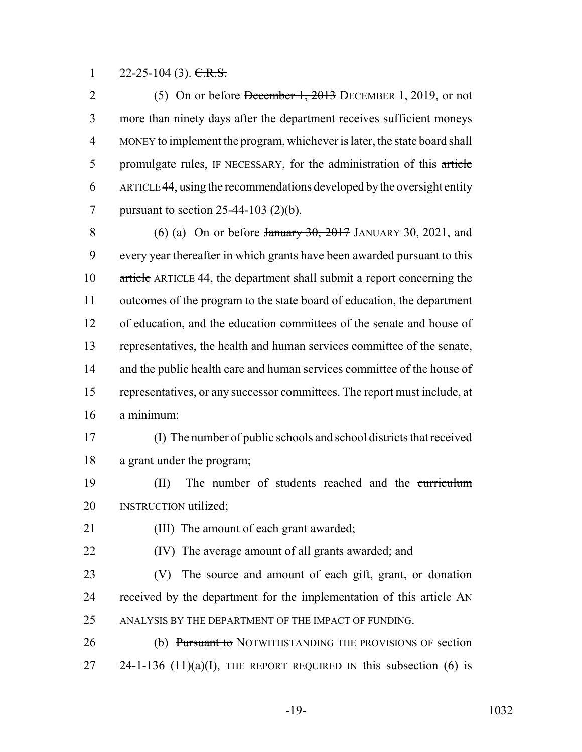1 22-25-104 (3). ~~C.R.S.~~

2 (5) On or before ~~December 1, 2013~~ DECEMBER 1, 2019, or not
3 more than ninety days after the department receives sufficient ~~moneys~~
4 MONEY to implement the program, whichever is later, the state board shall
5 promulgate rules, IF NECESSARY, for the administration of this ~~article~~
6 ARTICLE 44, using the recommendations developed by the oversight entity
7 pursuant to section 25-44-103 (2)(b).

8 (6) (a) On or before ~~January 30, 2017~~ JANUARY 30, 2021, and
9 every year thereafter in which grants have been awarded pursuant to this
10 ~~article~~ ARTICLE 44, the department shall submit a report concerning the
11 outcomes of the program to the state board of education, the department
12 of education, and the education committees of the senate and house of
13 representatives, the health and human services committee of the senate,
14 and the public health care and human services committee of the house of
15 representatives, or any successor committees. The report must include, at
16 a minimum:

17 (I) The number of public schools and school districts that received
18 a grant under the program;

19 (II) The number of students reached and the ~~curriculum~~
20 INSTRUCTION utilized;

21 (III) The amount of each grant awarded;

22 (IV) The average amount of all grants awarded; and

23 (V) ~~The source and amount of each gift, grant, or donation~~
24 ~~received by the department for the implementation of this article~~ AN
25 ANALYSIS BY THE DEPARTMENT OF THE IMPACT OF FUNDING.

26 (b) ~~Pursuant to~~ NOTWITHSTANDING THE PROVISIONS OF section
27 24-1-136 (11)(a)(I), THE REPORT REQUIRED IN this subsection (6) ~~is~~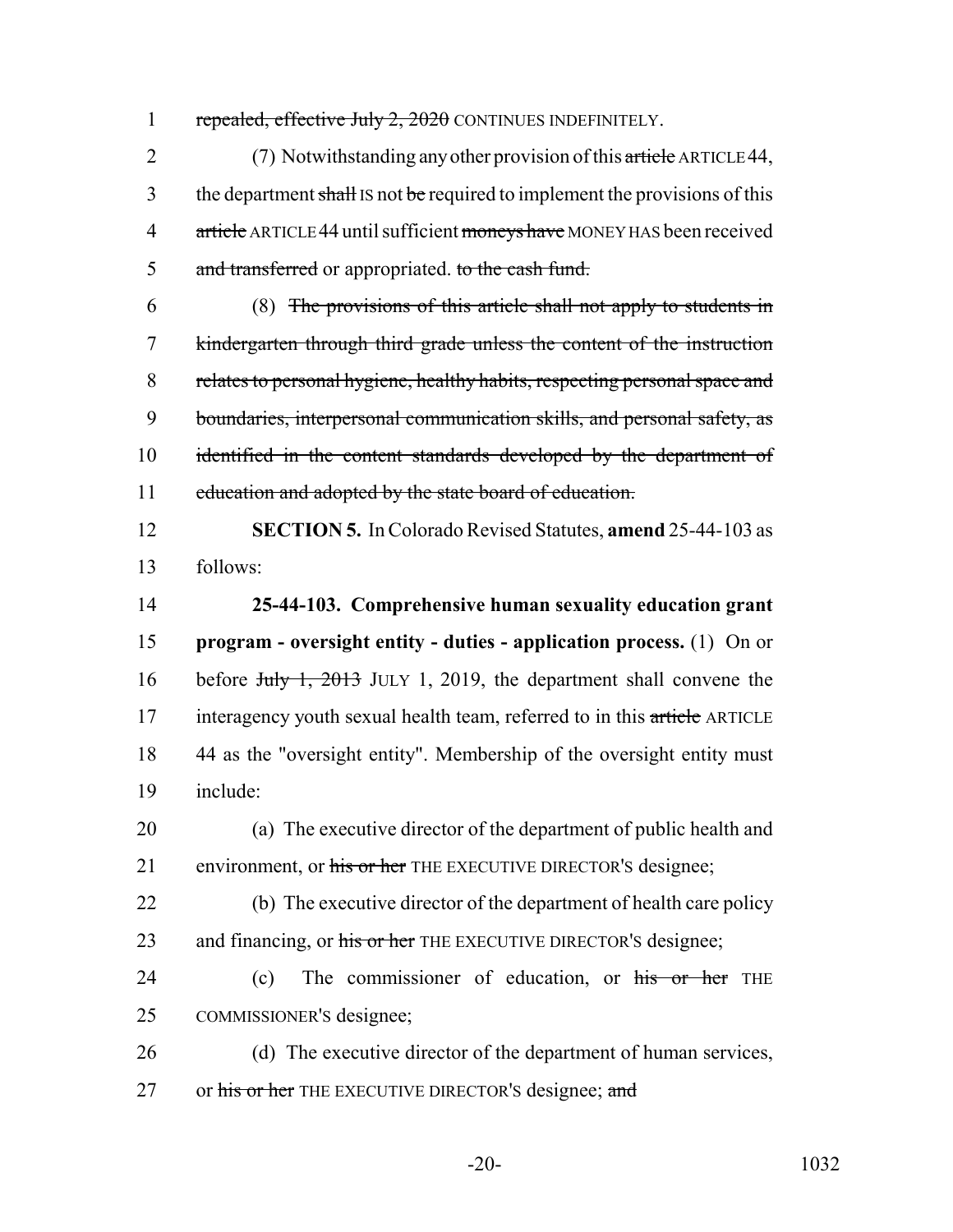repealed, effective July 2, 2020 CONTINUES INDEFINITELY.

(7) Notwithstanding any other provision of this article ARTICLE 44, the department shall IS not be required to implement the provisions of this article ARTICLE 44 until sufficient moneys have MONEY HAS been received and transferred or appropriated. to the cash fund.

(8) The provisions of this article shall not apply to students in kindergarten through third grade unless the content of the instruction relates to personal hygiene, healthy habits, respecting personal space and boundaries, interpersonal communication skills, and personal safety, as identified in the content standards developed by the department of education and adopted by the state board of education.

**SECTION 5.** In Colorado Revised Statutes, **amend** 25-44-103 as follows:

**25-44-103. Comprehensive human sexuality education grant program - oversight entity - duties - application process.** (1) On or before July 1, 2013 JULY 1, 2019, the department shall convene the interagency youth sexual health team, referred to in this article ARTICLE 44 as the "oversight entity". Membership of the oversight entity must include:

(a) The executive director of the department of public health and environment, or his or her THE EXECUTIVE DIRECTOR'S designee;

(b) The executive director of the department of health care policy and financing, or his or her THE EXECUTIVE DIRECTOR'S designee;

(c) The commissioner of education, or his or her THE COMMISSIONER'S designee;

(d) The executive director of the department of human services, or his or her THE EXECUTIVE DIRECTOR'S designee; and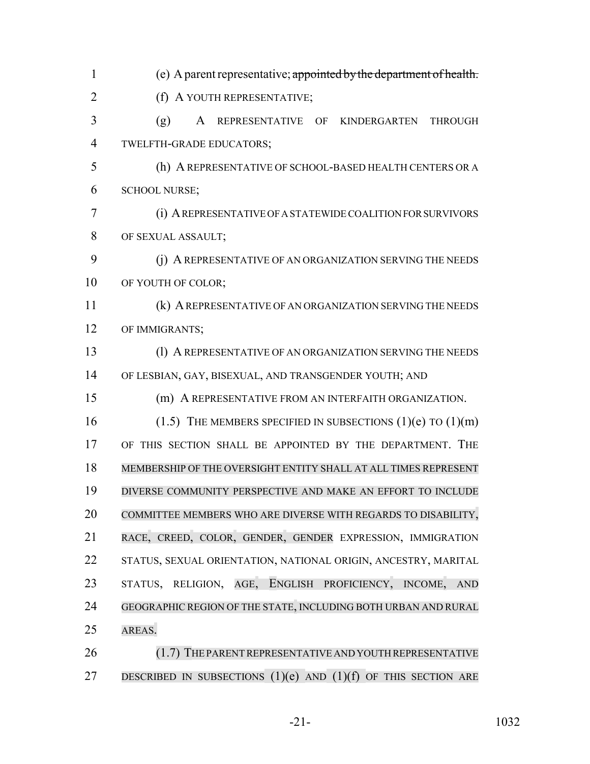(e) A parent representative; ~~appointed by the department of health.~~

(f) A YOUTH REPRESENTATIVE;

(g) A REPRESENTATIVE OF KINDERGARTEN THROUGH TWELFTH-GRADE EDUCATORS;

(h) A REPRESENTATIVE OF SCHOOL-BASED HEALTH CENTERS OR A SCHOOL NURSE;

(i) A REPRESENTATIVE OF A STATEWIDE COALITION FOR SURVIVORS OF SEXUAL ASSAULT;

(j) A REPRESENTATIVE OF AN ORGANIZATION SERVING THE NEEDS OF YOUTH OF COLOR;

(k) A REPRESENTATIVE OF AN ORGANIZATION SERVING THE NEEDS OF IMMIGRANTS;

(l) A REPRESENTATIVE OF AN ORGANIZATION SERVING THE NEEDS OF LESBIAN, GAY, BISEXUAL, AND TRANSGENDER YOUTH; AND

(m) A REPRESENTATIVE FROM AN INTERFAITH ORGANIZATION.

(1.5) THE MEMBERS SPECIFIED IN SUBSECTIONS (1)(e) TO (1)(m) OF THIS SECTION SHALL BE APPOINTED BY THE DEPARTMENT. THE MEMBERSHIP OF THE OVERSIGHT ENTITY SHALL AT ALL TIMES REPRESENT DIVERSE COMMUNITY PERSPECTIVE AND MAKE AN EFFORT TO INCLUDE COMMITTEE MEMBERS WHO ARE DIVERSE WITH REGARDS TO DISABILITY, RACE, CREED, COLOR, GENDER, GENDER EXPRESSION, IMMIGRATION STATUS, SEXUAL ORIENTATION, NATIONAL ORIGIN, ANCESTRY, MARITAL STATUS, RELIGION, AGE, ENGLISH PROFICIENCY, INCOME, AND GEOGRAPHIC REGION OF THE STATE, INCLUDING BOTH URBAN AND RURAL AREAS.

(1.7) THE PARENT REPRESENTATIVE AND YOUTH REPRESENTATIVE DESCRIBED IN SUBSECTIONS (1)(e) AND (1)(f) OF THIS SECTION ARE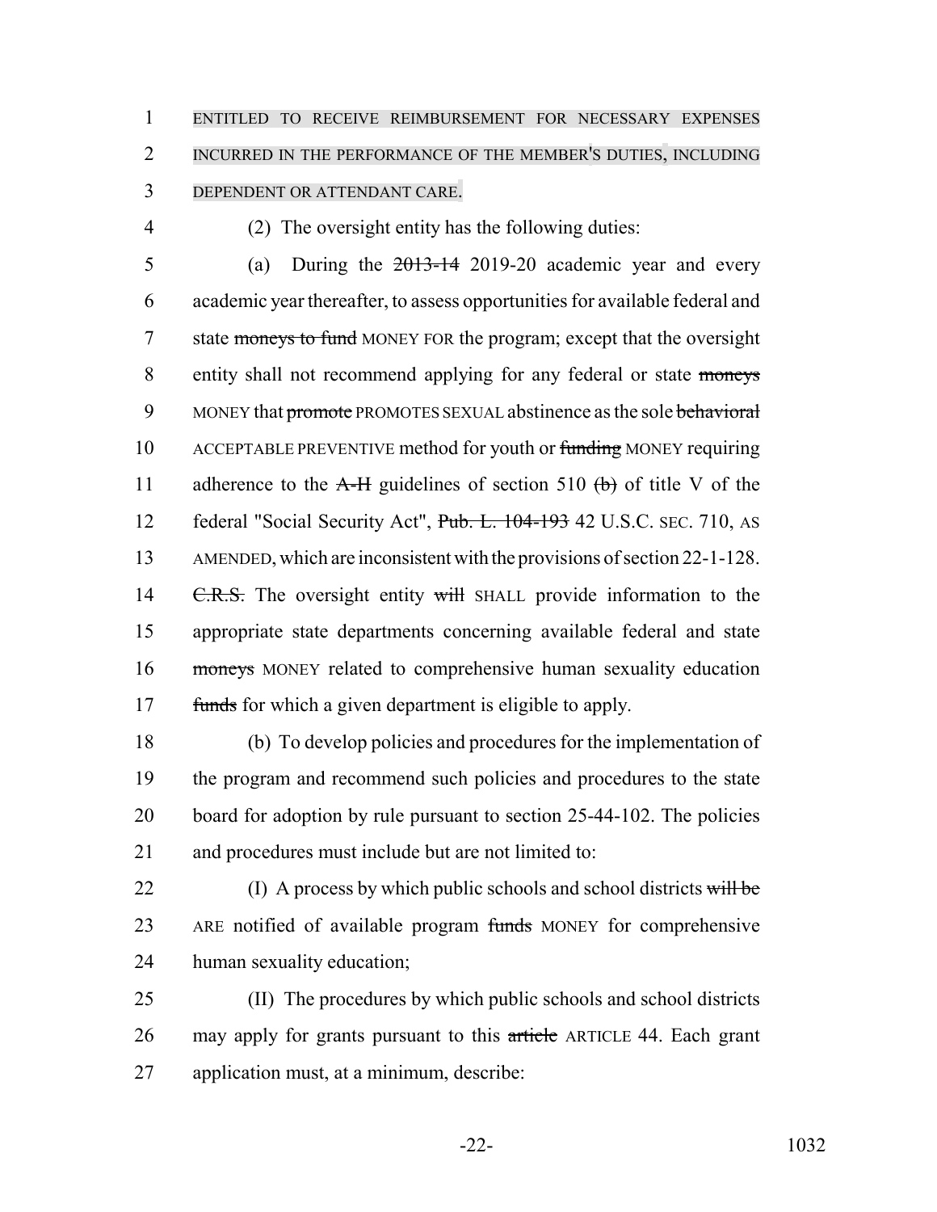ENTITLED TO RECEIVE REIMBURSEMENT FOR NECESSARY EXPENSES INCURRED IN THE PERFORMANCE OF THE MEMBER'S DUTIES, INCLUDING DEPENDENT OR ATTENDANT CARE.

(2) The oversight entity has the following duties:

(a) During the ~~2013-14~~ 2019-20 academic year and every academic year thereafter, to assess opportunities for available federal and state ~~moneys to fund~~ MONEY FOR the program; except that the oversight entity shall not recommend applying for any federal or state ~~moneys~~ MONEY that ~~promote~~ PROMOTES SEXUAL abstinence as the sole ~~behavioral~~ ACCEPTABLE PREVENTIVE method for youth or ~~funding~~ MONEY requiring adherence to the ~~A-H~~ guidelines of section 510 ~~(b)~~ of title V of the federal "Social Security Act", ~~Pub. L. 104-193~~ 42 U.S.C. SEC. 710, AS AMENDED, which are inconsistent with the provisions of section 22-1-128. ~~C.R.S.~~ The oversight entity ~~will~~ SHALL provide information to the appropriate state departments concerning available federal and state ~~moneys~~ MONEY related to comprehensive human sexuality education ~~funds~~ for which a given department is eligible to apply.

(b) To develop policies and procedures for the implementation of the program and recommend such policies and procedures to the state board for adoption by rule pursuant to section 25-44-102. The policies and procedures must include but are not limited to:

(I) A process by which public schools and school districts ~~will be~~ ARE notified of available program ~~funds~~ MONEY for comprehensive human sexuality education;

(II) The procedures by which public schools and school districts may apply for grants pursuant to this ~~article~~ ARTICLE 44. Each grant application must, at a minimum, describe: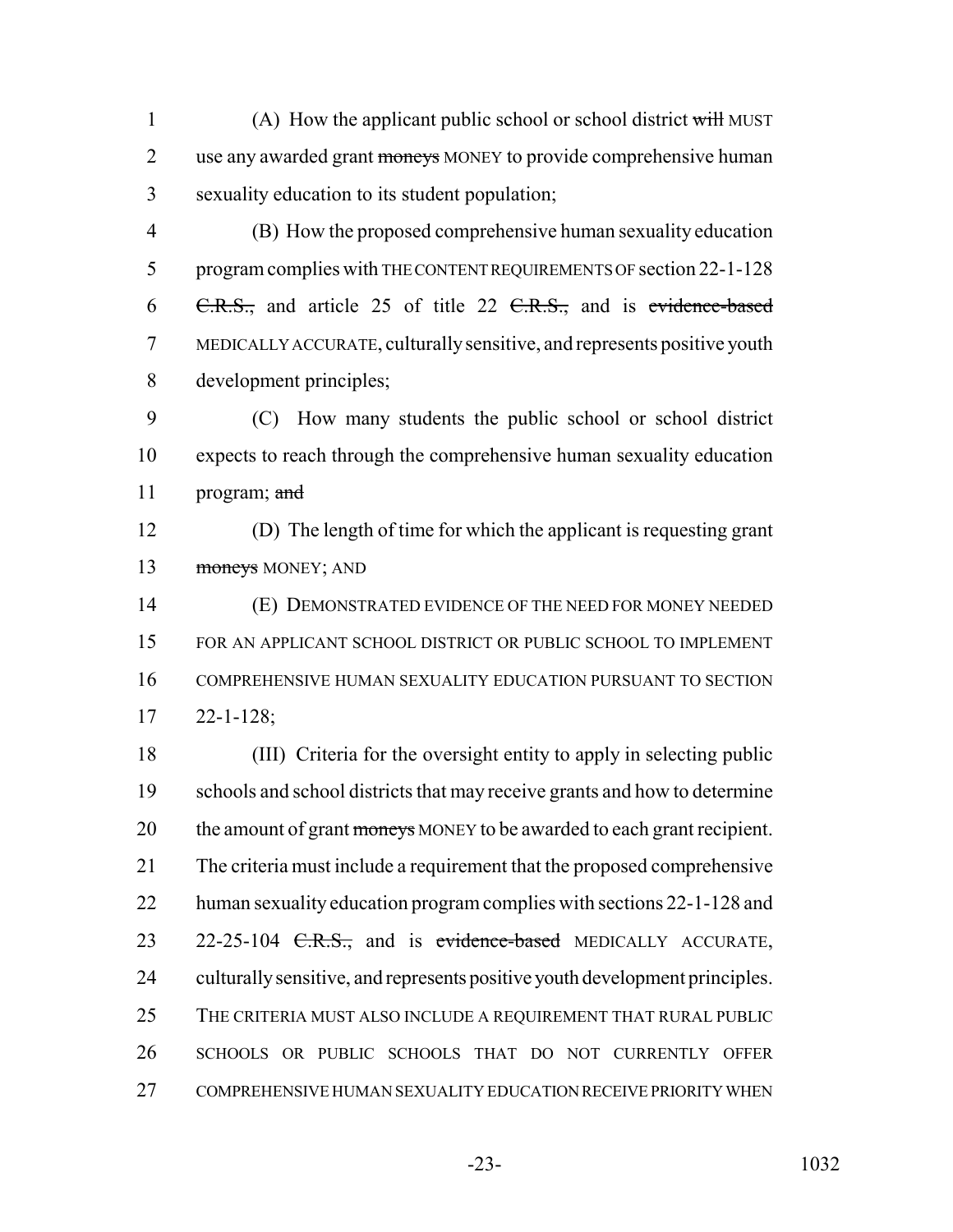(A) How the applicant public school or school district ~~will~~ MUST use any awarded grant ~~moneys~~ MONEY to provide comprehensive human sexuality education to its student population;

(B) How the proposed comprehensive human sexuality education program complies with THE CONTENT REQUIREMENTS OF section 22-1-128 ~~C.R.S.,~~ and article 25 of title 22 ~~C.R.S.,~~ and is ~~evidence-based~~ MEDICALLY ACCURATE, culturally sensitive, and represents positive youth development principles;

(C) How many students the public school or school district expects to reach through the comprehensive human sexuality education program; ~~and~~

(D) The length of time for which the applicant is requesting grant ~~moneys~~ MONEY; AND

(E) DEMONSTRATED EVIDENCE OF THE NEED FOR MONEY NEEDED FOR AN APPLICANT SCHOOL DISTRICT OR PUBLIC SCHOOL TO IMPLEMENT COMPREHENSIVE HUMAN SEXUALITY EDUCATION PURSUANT TO SECTION 22-1-128;

(III) Criteria for the oversight entity to apply in selecting public schools and school districts that may receive grants and how to determine the amount of grant ~~moneys~~ MONEY to be awarded to each grant recipient. The criteria must include a requirement that the proposed comprehensive human sexuality education program complies with sections 22-1-128 and 22-25-104 ~~C.R.S.,~~ and is ~~evidence-based~~ MEDICALLY ACCURATE, culturally sensitive, and represents positive youth development principles. THE CRITERIA MUST ALSO INCLUDE A REQUIREMENT THAT RURAL PUBLIC SCHOOLS OR PUBLIC SCHOOLS THAT DO NOT CURRENTLY OFFER COMPREHENSIVE HUMAN SEXUALITY EDUCATION RECEIVE PRIORITY WHEN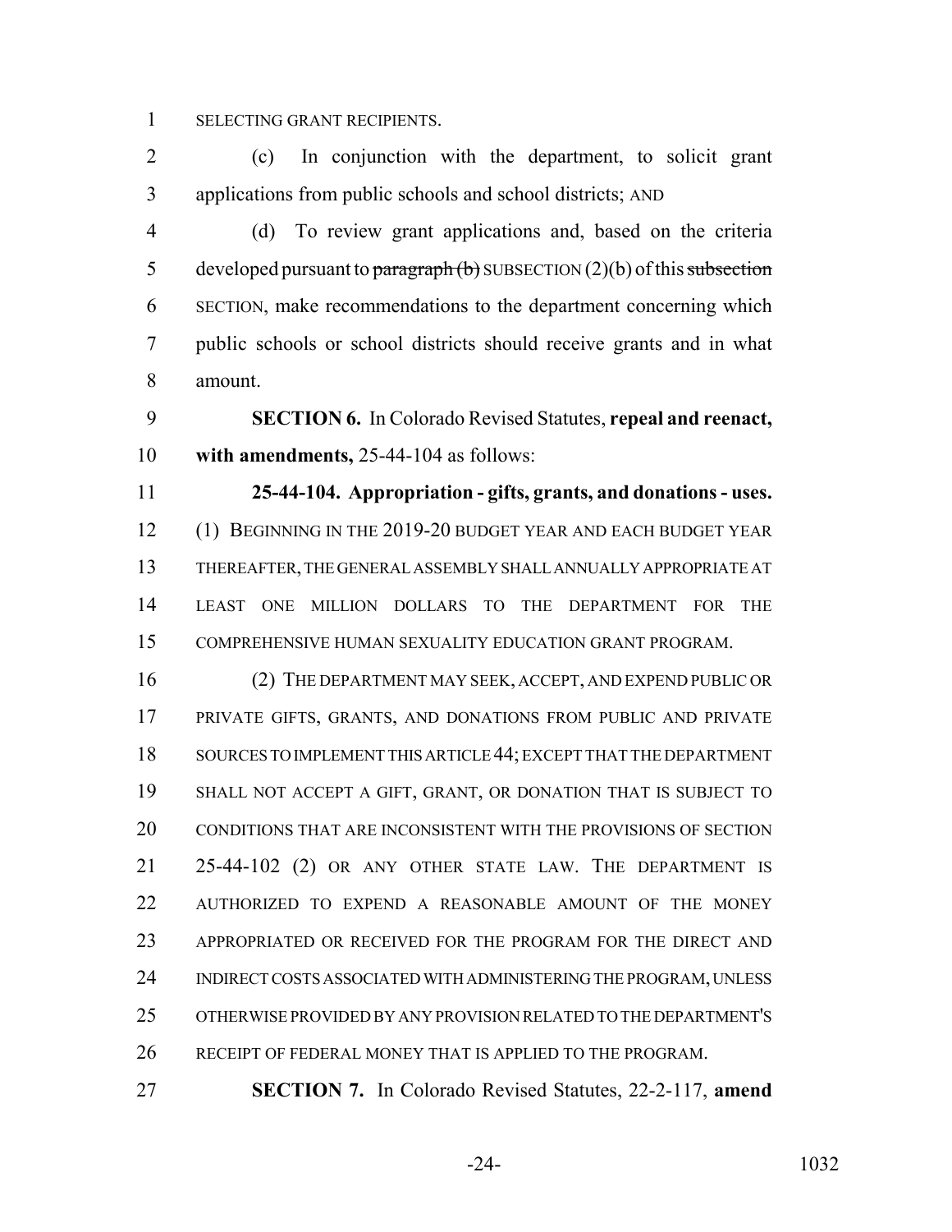SELECTING GRANT RECIPIENTS.

(c) In conjunction with the department, to solicit grant applications from public schools and school districts; AND

(d) To review grant applications and, based on the criteria developed pursuant to ~~paragraph (b)~~ SUBSECTION (2)(b) of this ~~subsection~~ SECTION, make recommendations to the department concerning which public schools or school districts should receive grants and in what amount.

**SECTION 6.** In Colorado Revised Statutes, **repeal and reenact, with amendments,** 25-44-104 as follows:

**25-44-104. Appropriation - gifts, grants, and donations - uses.** (1) BEGINNING IN THE 2019-20 BUDGET YEAR AND EACH BUDGET YEAR THEREAFTER, THE GENERAL ASSEMBLY SHALL ANNUALLY APPROPRIATE AT LEAST ONE MILLION DOLLARS TO THE DEPARTMENT FOR THE COMPREHENSIVE HUMAN SEXUALITY EDUCATION GRANT PROGRAM.

(2) THE DEPARTMENT MAY SEEK, ACCEPT, AND EXPEND PUBLIC OR PRIVATE GIFTS, GRANTS, AND DONATIONS FROM PUBLIC AND PRIVATE SOURCES TO IMPLEMENT THIS ARTICLE 44; EXCEPT THAT THE DEPARTMENT SHALL NOT ACCEPT A GIFT, GRANT, OR DONATION THAT IS SUBJECT TO CONDITIONS THAT ARE INCONSISTENT WITH THE PROVISIONS OF SECTION 25-44-102 (2) OR ANY OTHER STATE LAW. THE DEPARTMENT IS AUTHORIZED TO EXPEND A REASONABLE AMOUNT OF THE MONEY APPROPRIATED OR RECEIVED FOR THE PROGRAM FOR THE DIRECT AND INDIRECT COSTS ASSOCIATED WITH ADMINISTERING THE PROGRAM, UNLESS OTHERWISE PROVIDED BY ANY PROVISION RELATED TO THE DEPARTMENT'S RECEIPT OF FEDERAL MONEY THAT IS APPLIED TO THE PROGRAM.

**SECTION 7.** In Colorado Revised Statutes, 22-2-117, **amend**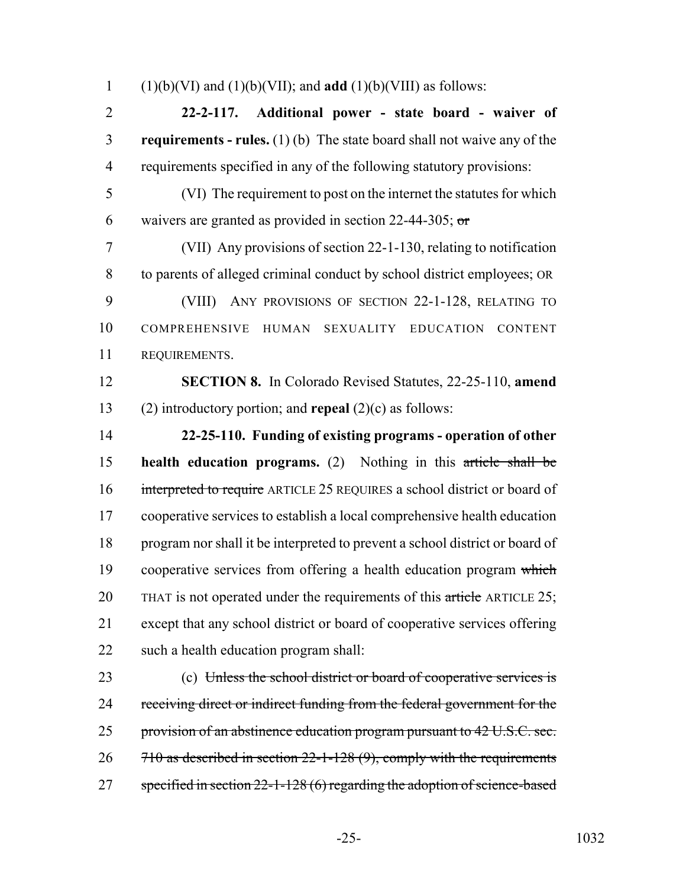(1)(b)(VI) and (1)(b)(VII); and **add** (1)(b)(VIII) as follows:

**22-2-117. Additional power - state board - waiver of requirements - rules.** (1) (b) The state board shall not waive any of the requirements specified in any of the following statutory provisions:

(VI) The requirement to post on the internet the statutes for which waivers are granted as provided in section 22-44-305; ~~or~~

(VII) Any provisions of section 22-1-130, relating to notification to parents of alleged criminal conduct by school district employees; OR

(VIII) ANY PROVISIONS OF SECTION 22-1-128, RELATING TO COMPREHENSIVE HUMAN SEXUALITY EDUCATION CONTENT REQUIREMENTS.

**SECTION 8.** In Colorado Revised Statutes, 22-25-110, **amend** (2) introductory portion; and **repeal** (2)(c) as follows:

**22-25-110. Funding of existing programs - operation of other health education programs.** (2) Nothing in this ~~article shall be interpreted to require~~ ARTICLE 25 REQUIRES a school district or board of cooperative services to establish a local comprehensive health education program nor shall it be interpreted to prevent a school district or board of cooperative services from offering a health education program ~~which~~ THAT is not operated under the requirements of this ~~article~~ ARTICLE 25; except that any school district or board of cooperative services offering such a health education program shall:

(c) ~~Unless the school district or board of cooperative services is receiving direct or indirect funding from the federal government for the provision of an abstinence education program pursuant to 42 U.S.C. sec. 710 as described in section 22-1-128 (9), comply with the requirements specified in section 22-1-128 (6) regarding the adoption of science-based~~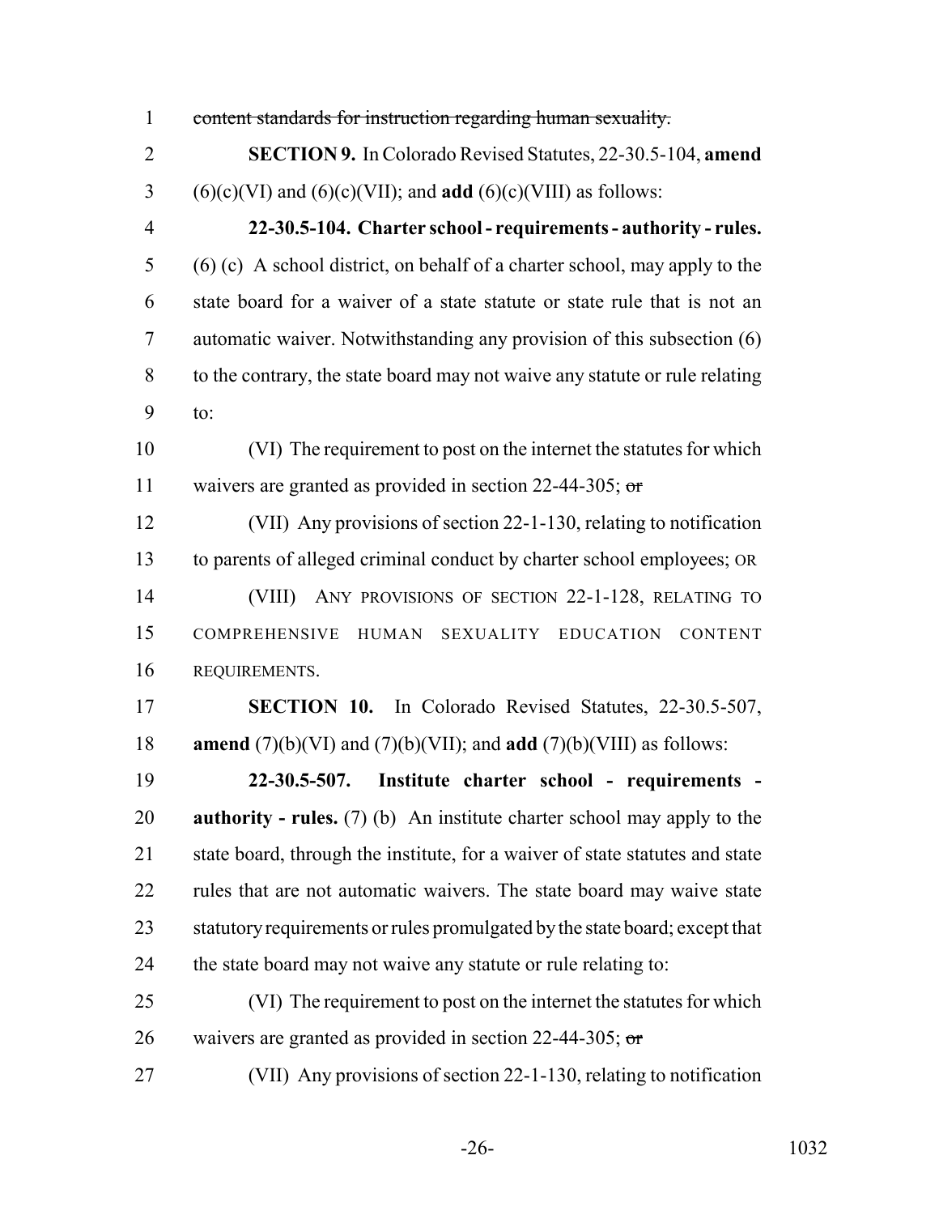~~content standards for instruction regarding human sexuality.~~

**SECTION 9.** In Colorado Revised Statutes, 22-30.5-104, **amend** (6)(c)(VI) and (6)(c)(VII); and **add** (6)(c)(VIII) as follows:

**22-30.5-104. Charter school - requirements - authority - rules.** (6) (c) A school district, on behalf of a charter school, may apply to the state board for a waiver of a state statute or state rule that is not an automatic waiver. Notwithstanding any provision of this subsection (6) to the contrary, the state board may not waive any statute or rule relating to:

(VI) The requirement to post on the internet the statutes for which waivers are granted as provided in section 22-44-305; ~~or~~

(VII) Any provisions of section 22-1-130, relating to notification to parents of alleged criminal conduct by charter school employees; OR

(VIII) ANY PROVISIONS OF SECTION 22-1-128, RELATING TO COMPREHENSIVE HUMAN SEXUALITY EDUCATION CONTENT REQUIREMENTS.

**SECTION 10.** In Colorado Revised Statutes, 22-30.5-507, **amend** (7)(b)(VI) and (7)(b)(VII); and **add** (7)(b)(VIII) as follows:

**22-30.5-507. Institute charter school - requirements - authority - rules.** (7) (b) An institute charter school may apply to the state board, through the institute, for a waiver of state statutes and state rules that are not automatic waivers. The state board may waive state statutory requirements or rules promulgated by the state board; except that the state board may not waive any statute or rule relating to:

(VI) The requirement to post on the internet the statutes for which waivers are granted as provided in section 22-44-305; ~~or~~

(VII) Any provisions of section 22-1-130, relating to notification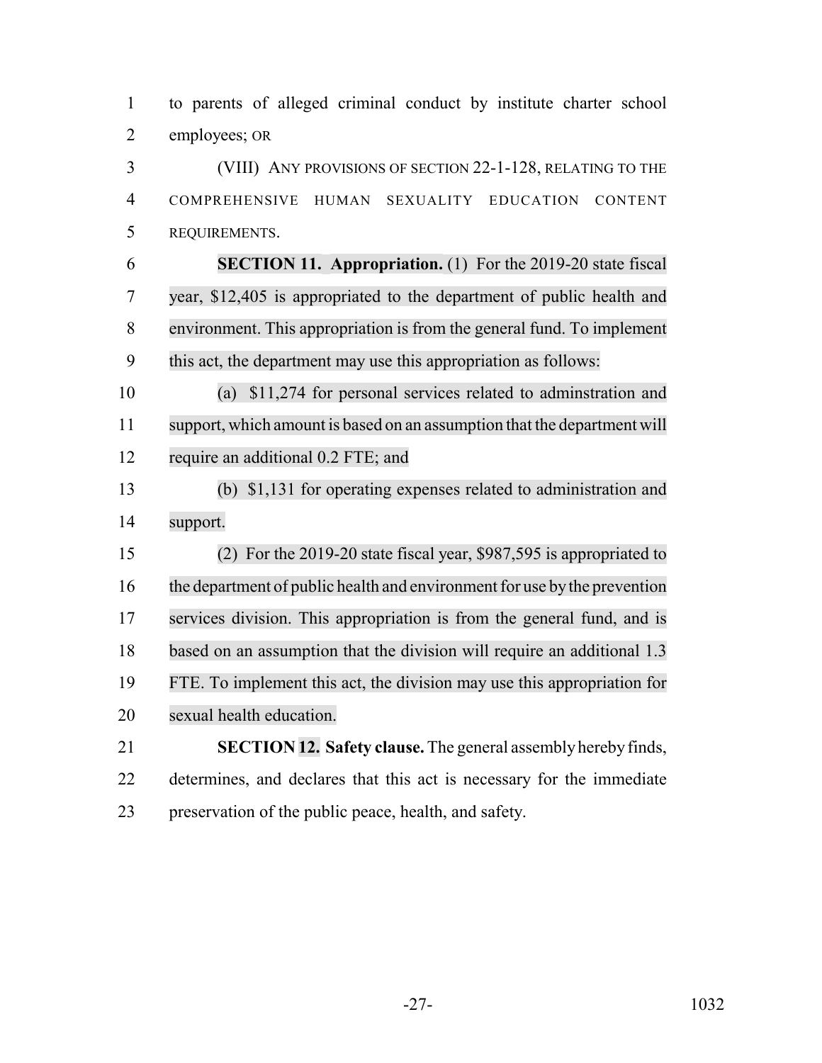to parents of alleged criminal conduct by institute charter school employees; OR

(VIII) ANY PROVISIONS OF SECTION 22-1-128, RELATING TO THE COMPREHENSIVE HUMAN SEXUALITY EDUCATION CONTENT REQUIREMENTS.

**SECTION 11. Appropriation.** (1) For the 2019-20 state fiscal year, $12,405 is appropriated to the department of public health and environment. This appropriation is from the general fund. To implement this act, the department may use this appropriation as follows:

(a) $11,274 for personal services related to adminstration and support, which amount is based on an assumption that the department will require an additional 0.2 FTE; and

(b) $1,131 for operating expenses related to administration and support.

(2) For the 2019-20 state fiscal year, $987,595 is appropriated to the department of public health and environment for use by the prevention services division. This appropriation is from the general fund, and is based on an assumption that the division will require an additional 1.3 FTE. To implement this act, the division may use this appropriation for sexual health education.

**SECTION 12. Safety clause.** The general assembly hereby finds, determines, and declares that this act is necessary for the immediate preservation of the public peace, health, and safety.